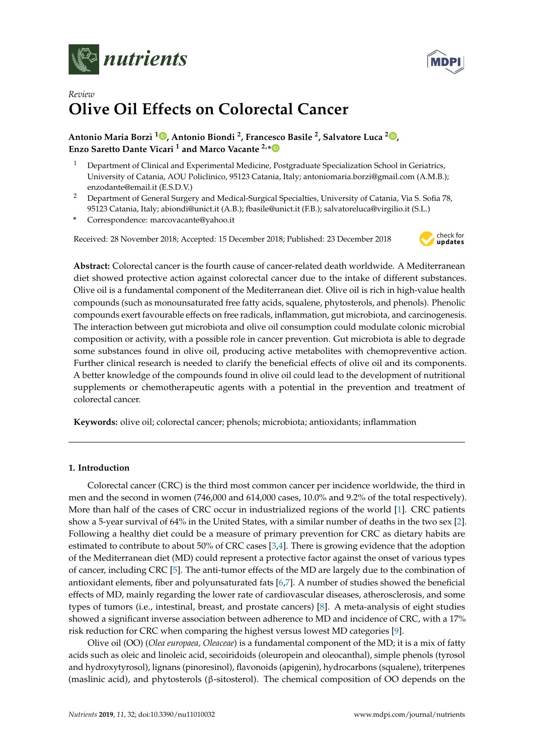*Review*

# Olive Oil Effects on Colorectal Cancer

**Antonio Maria Borzì [1], Antonio Biondi [2], Francesco Basile [2], Salvatore Luca [2], Enzo Saretto Dante Vicari [1] and Marco Vacante [2,*]**

[1] Department of Clinical and Experimental Medicine, Postgraduate Specialization School in Geriatrics, University of Catania, AOU Policlinico, 95123 Catania, Italy; antoniomaria.borzi@gmail.com (A.M.B.); enzodante@email.it (E.S.D.V.)

[2] Department of General Surgery and Medical-Surgical Specialties, University of Catania, Via S. Sofia 78, 95123 Catania, Italy; abiondi@unict.it (A.B.); fbasile@unict.it (F.B.); salvatoreluca@virgilio.it (S.L.)

[*] Correspondence: marcovacante@yahoo.it

Received: 28 November 2018; Accepted: 15 December 2018; Published: 23 December 2018

**Abstract:** Colorectal cancer is the fourth cause of cancer-related death worldwide. A Mediterranean diet showed protective action against colorectal cancer due to the intake of different substances. Olive oil is a fundamental component of the Mediterranean diet. Olive oil is rich in high-value health compounds (such as monounsaturated free fatty acids, squalene, phytosterols, and phenols). Phenolic compounds exert favourable effects on free radicals, inflammation, gut microbiota, and carcinogenesis. The interaction between gut microbiota and olive oil consumption could modulate colonic microbial composition or activity, with a possible role in cancer prevention. Gut microbiota is able to degrade some substances found in olive oil, producing active metabolites with chemopreventive action. Further clinical research is needed to clarify the beneficial effects of olive oil and its components. A better knowledge of the compounds found in olive oil could lead to the development of nutritional supplements or chemotherapeutic agents with a potential in the prevention and treatment of colorectal cancer.

**Keywords:** olive oil; colorectal cancer; phenols; microbiota; antioxidants; inflammation

## 1. Introduction

Colorectal cancer (CRC) is the third most common cancer per incidence worldwide, the third in men and the second in women (746,000 and 614,000 cases, 10.0% and 9.2% of the total respectively). More than half of the cases of CRC occur in industrialized regions of the world [1]. CRC patients show a 5-year survival of 64% in the United States, with a similar number of deaths in the two sex [2]. Following a healthy diet could be a measure of primary prevention for CRC as dietary habits are estimated to contribute to about 50% of CRC cases [3,4]. There is growing evidence that the adoption of the Mediterranean diet (MD) could represent a protective factor against the onset of various types of cancer, including CRC [5]. The anti-tumor effects of the MD are largely due to the combination of antioxidant elements, fiber and polyunsaturated fats [6,7]. A number of studies showed the beneficial effects of MD, mainly regarding the lower rate of cardiovascular diseases, atherosclerosis, and some types of tumors (i.e., intestinal, breast, and prostate cancers) [8]. A meta-analysis of eight studies showed a significant inverse association between adherence to MD and incidence of CRC, with a 17% risk reduction for CRC when comparing the highest versus lowest MD categories [9].

Olive oil (OO) (*Olea europaea, Oleaceae*) is a fundamental component of the MD; it is a mix of fatty acids such as oleic and linoleic acid, secoiridoids (oleuropein and oleocanthal), simple phenols (tyrosol and hydroxytyrosol), lignans (pinoresinol), flavonoids (apigenin), hydrocarbons (squalene), triterpenes (maslinic acid), and phytosterols (β-sitosterol). The chemical composition of OO depends on the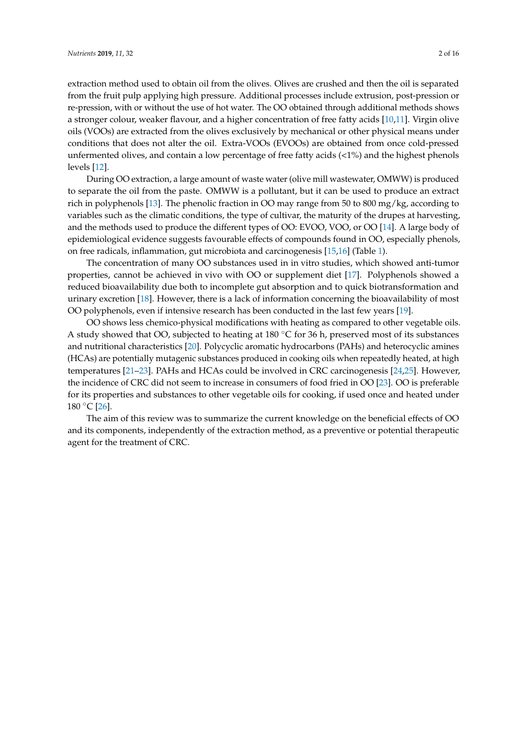extraction method used to obtain oil from the olives. Olives are crushed and then the oil is separated from the fruit pulp applying high pressure. Additional processes include extrusion, post-pression or re-pression, with or without the use of hot water. The OO obtained through additional methods shows a stronger colour, weaker flavour, and a higher concentration of free fatty acids [10,11]. Virgin olive oils (VOOs) are extracted from the olives exclusively by mechanical or other physical means under conditions that does not alter the oil. Extra-VOOs (EVOOs) are obtained from once cold-pressed unfermented olives, and contain a low percentage of free fatty acids (<1%) and the highest phenols levels [12].

During OO extraction, a large amount of waste water (olive mill wastewater, OMWW) is produced to separate the oil from the paste. OMWW is a pollutant, but it can be used to produce an extract rich in polyphenols [13]. The phenolic fraction in OO may range from 50 to 800 mg/kg, according to variables such as the climatic conditions, the type of cultivar, the maturity of the drupes at harvesting, and the methods used to produce the different types of OO: EVOO, VOO, or OO [14]. A large body of epidemiological evidence suggests favourable effects of compounds found in OO, especially phenols, on free radicals, inflammation, gut microbiota and carcinogenesis [15,16] (Table 1).

The concentration of many OO substances used in in vitro studies, which showed anti-tumor properties, cannot be achieved in vivo with OO or supplement diet [17]. Polyphenols showed a reduced bioavailability due both to incomplete gut absorption and to quick biotransformation and urinary excretion [18]. However, there is a lack of information concerning the bioavailability of most OO polyphenols, even if intensive research has been conducted in the last few years [19].

OO shows less chemico-physical modifications with heating as compared to other vegetable oils. A study showed that OO, subjected to heating at 180 °C for 36 h, preserved most of its substances and nutritional characteristics [20]. Polycyclic aromatic hydrocarbons (PAHs) and heterocyclic amines (HCAs) are potentially mutagenic substances produced in cooking oils when repeatedly heated, at high temperatures [21–23]. PAHs and HCAs could be involved in CRC carcinogenesis [24,25]. However, the incidence of CRC did not seem to increase in consumers of food fried in OO [23]. OO is preferable for its properties and substances to other vegetable oils for cooking, if used once and heated under 180 °C [26].

The aim of this review was to summarize the current knowledge on the beneficial effects of OO and its components, independently of the extraction method, as a preventive or potential therapeutic agent for the treatment of CRC.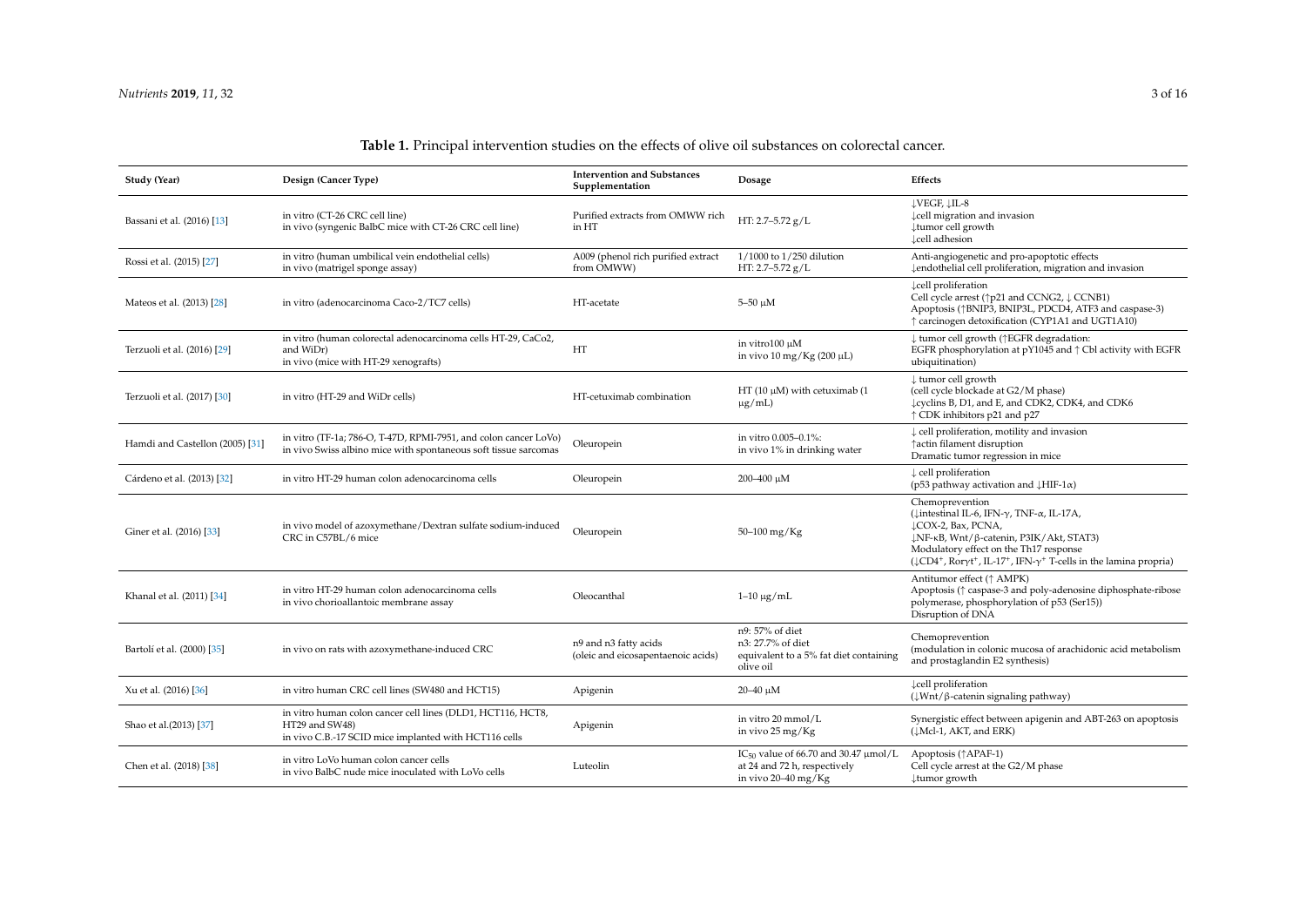**Table 1.** Principal intervention studies on the effects of olive oil substances on colorectal cancer.

| Study (Year) | Design (Cancer Type) | Intervention and Substances Supplementation | Dosage | Effects |
| --- | --- | --- | --- | --- |
| Bassani et al. (2016) [13] | in vitro (CT-26 CRC cell line)<br>in vivo (syngenic BalbC mice with CT-26 CRC cell line) | Purified extracts from OMWW rich in HT | HT: 2.7–5.72 g/L | ↓VEGF, ↓IL-8<br>↓cell migration and invasion<br>↓tumor cell growth<br>↓cell adhesion |
| Rossi et al. (2015) [27] | in vitro (human umbilical vein endothelial cells)<br>in vivo (matrigel sponge assay) | A009 (phenol rich purified extract from OMWW) | 1/1000 to 1/250 dilution<br>HT: 2.7–5.72 g/L | Anti-angiogenetic and pro-apoptotic effects<br>↓endothelial cell proliferation, migration and invasion |
| Mateos et al. (2013) [28] | in vitro (adenocarcinoma Caco-2/TC7 cells) | HT-acetate | 5–50 μM | ↓cell proliferation<br>Cell cycle arrest (↑p21 and CCNG2, ↓ CCNB1)<br>Apoptosis (↑BNIP3, BNIP3L, PDCD4, ATF3 and caspase-3)<br>↑ carcinogen detoxification (CYP1A1 and UGT1A10) |
| Terzuoli et al. (2016) [29] | in vitro (human colorectal adenocarcinoma cells HT-29, CaCo2, and WiDr)<br>in vivo (mice with HT-29 xenografts) | HT | in vitro100 μM<br>in vivo 10 mg/Kg (200 μL) | ↓ tumor cell growth (↑EGFR degradation:<br>EGFR phosphorylation at pY1045 and ↑ Cbl activity with EGFR ubiquitination) |
| Terzuoli et al. (2017) [30] | in vitro (HT-29 and WiDr cells) | HT-cetuximab combination | HT (10 μM) with cetuximab (1 μg/mL) | ↓ tumor cell growth<br>(cell cycle blockade at G2/M phase)<br>↓cyclins B, D1, and E, and CDK2, CDK4, and CDK6<br>↑ CDK inhibitors p21 and p27 |
| Hamdi and Castellon (2005) [31] | in vitro (TF-1a; 786-O, T-47D, RPMI-7951, and colon cancer LoVo)<br>in vivo Swiss albino mice with spontaneous soft tissue sarcomas | Oleuropein | in vitro 0.005–0.1%:<br>in vivo 1% in drinking water | ↓ cell proliferation, motility and invasion<br>↑actin filament disruption<br>Dramatic tumor regression in mice |
| Cárdeno et al. (2013) [32] | in vitro HT-29 human colon adenocarcinoma cells | Oleuropein | 200–400 μM | ↓ cell proliferation<br>(p53 pathway activation and ↓HIF-1α) |
| Giner et al. (2016) [33] | in vivo model of azoxymethane/Dextran sulfate sodium-induced CRC in C57BL/6 mice | Oleuropein | 50–100 mg/Kg | Chemoprevention<br>(↓intestinal IL-6, IFN-γ, TNF-α, IL-17A,<br>↓COX-2, Bax, PCNA,<br>↓NF-κB, Wnt/β-catenin, P3IK/Akt, STAT3)<br>Modulatory effect on the Th17 response<br>(↓CD4⁺, Rorγt⁺, IL-17⁺, IFN-γ⁺ T-cells in the lamina propria) |
| Khanal et al. (2011) [34] | in vitro HT-29 human colon adenocarcinoma cells<br>in vivo chorioallantoic membrane assay | Oleocanthal | 1–10 μg/mL | Antitumor effect (↑ AMPK)<br>Apoptosis (↑ caspase-3 and poly-adenosine diphosphate-ribose polymerase, phosphorylation of p53 (Ser15))<br>Disruption of DNA |
| Bartolí et al. (2000) [35] | in vivo on rats with azoxymethane-induced CRC | n9 and n3 fatty acids<br>(oleic and eicosapentaenoic acids) | n9: 57% of diet<br>n3: 27.7% of diet<br>equivalent to a 5% fat diet containing olive oil | Chemoprevention<br>(modulation in colonic mucosa of arachidonic acid metabolism and prostaglandin E2 synthesis) |
| Xu et al. (2016) [36] | in vitro human CRC cell lines (SW480 and HCT15) | Apigenin | 20–40 μM | ↓cell proliferation<br>(↓Wnt/β-catenin signaling pathway) |
| Shao et al.(2013) [37] | in vitro human colon cancer cell lines (DLD1, HCT116, HCT8, HT29 and SW48)<br>in vivo C.B.-17 SCID mice implanted with HCT116 cells | Apigenin | in vitro 20 mmol/L<br>in vivo 25 mg/Kg | Synergistic effect between apigenin and ABT-263 on apoptosis (↓Mcl-1, AKT, and ERK) |
| Chen et al. (2018) [38] | in vitro LoVo human colon cancer cells<br>in vivo BalbC nude mice inoculated with LoVo cells | Luteolin | $IC_{50}$ value of 66.70 and 30.47 μmol/L at 24 and 72 h, respectively<br>in vivo 20–40 mg/Kg | Apoptosis (↑APAF-1)<br>Cell cycle arrest at the G2/M phase<br>↓tumor growth |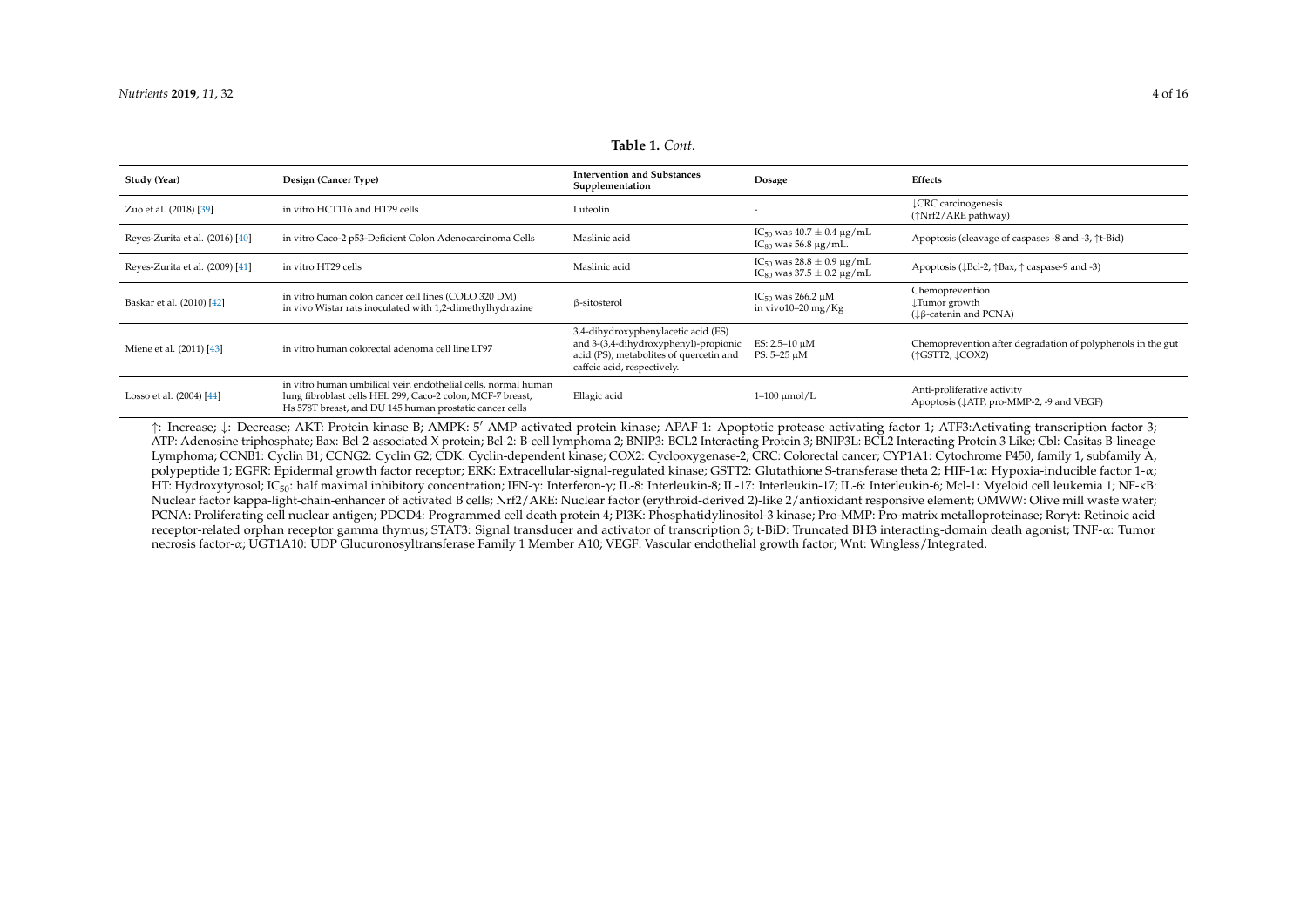**Table 1.** *Cont.*

| Study (Year) | Design (Cancer Type) | Intervention and Substances Supplementation | Dosage | Effects |
|---|---|---|---|---|
| Zuo et al. (2018) [39] | in vitro HCT116 and HT29 cells | Luteolin | - | ↓CRC carcinogenesis (↑Nrf2/ARE pathway) |
| Reyes-Zurita et al. (2016) [40] | in vitro Caco-2 p53-Deficient Colon Adenocarcinoma Cells | Maslinic acid | $IC_{50}$ was 40.7 ± 0.4 μg/mL $IC_{80}$ was 56.8 μg/mL. | Apoptosis (cleavage of caspases -8 and -3, ↑t-Bid) |
| Reyes-Zurita et al. (2009) [41] | in vitro HT29 cells | Maslinic acid | $IC_{50}$ was 28.8 ± 0.9 μg/mL $IC_{80}$ was 37.5 ± 0.2 μg/mL | Apoptosis (↓Bcl-2, ↑Bax, ↑ caspase-9 and -3) |
| Baskar et al. (2010) [42] | in vitro human colon cancer cell lines (COLO 320 DM) in vivo Wistar rats inoculated with 1,2-dimethylhydrazine | β-sitosterol | $IC_{50}$ was 266.2 μM in vivo10–20 mg/Kg | Chemoprevention ↓Tumor growth (↓β-catenin and PCNA) |
| Miene et al. (2011) [43] | in vitro human colorectal adenoma cell line LT97 | 3,4-dihydroxyphenylacetic acid (ES) and 3-(3,4-dihydroxyphenyl)-propionic acid (PS), metabolites of quercetin and caffeic acid, respectively. | ES: 2.5–10 μM PS: 5–25 μM | Chemoprevention after degradation of polyphenols in the gut (↑GSTT2, ↓COX2) |
| Losso et al. (2004) [44] | in vitro human umbilical vein endothelial cells, normal human lung fibroblast cells HEL 299, Caco-2 colon, MCF-7 breast, Hs 578T breast, and DU 145 human prostatic cancer cells | Ellagic acid | 1–100 μmol/L | Anti-proliferative activity Apoptosis (↓ATP, pro-MMP-2, -9 and VEGF) |

↑: Increase; ↓: Decrease; AKT: Protein kinase B; AMPK: 5′ AMP-activated protein kinase; APAF-1: Apoptotic protease activating factor 1; ATF3:Activating transcription factor 3; ATP: Adenosine triphosphate; Bax: Bcl-2-associated X protein; Bcl-2: B-cell lymphoma 2; BNIP3: BCL2 Interacting Protein 3; BNIP3L: BCL2 Interacting Protein 3 Like; Cbl: Casitas B-lineage Lymphoma; CCNB1: Cyclin B1; CCNG2: Cyclin G2; CDK: Cyclin-dependent kinase; COX2: Cyclooxygenase-2; CRC: Colorectal cancer; CYP1A1: Cytochrome P450, family 1, subfamily A, polypeptide 1; EGFR: Epidermal growth factor receptor; ERK: Extracellular-signal-regulated kinase; GSTT2: Glutathione S-transferase theta 2; HIF-1α: Hypoxia-inducible factor 1-α; HT: Hydroxytyrosol; $IC_{50}$: half maximal inhibitory concentration; IFN-γ: Interferon-γ; IL-8: Interleukin-8; IL-17: Interleukin-17; IL-6: Interleukin-6; Mcl-1: Myeloid cell leukemia 1; NF-κB: Nuclear factor kappa-light-chain-enhancer of activated B cells; Nrf2/ARE: Nuclear factor (erythroid-derived 2)-like 2/antioxidant responsive element; OMWW: Olive mill waste water; PCNA: Proliferating cell nuclear antigen; PDCD4: Programmed cell death protein 4; PI3K: Phosphatidylinositol-3 kinase; Pro-MMP: Pro-matrix metalloproteinase; Rorγt: Retinoic acid receptor-related orphan receptor gamma thymus; STAT3: Signal transducer and activator of transcription 3; t-BiD: Truncated BH3 interacting-domain death agonist; TNF-α: Tumor necrosis factor-α; UGT1A10: UDP Glucuronosyltransferase Family 1 Member A10; VEGF: Vascular endothelial growth factor; Wnt: Wingless/Integrated.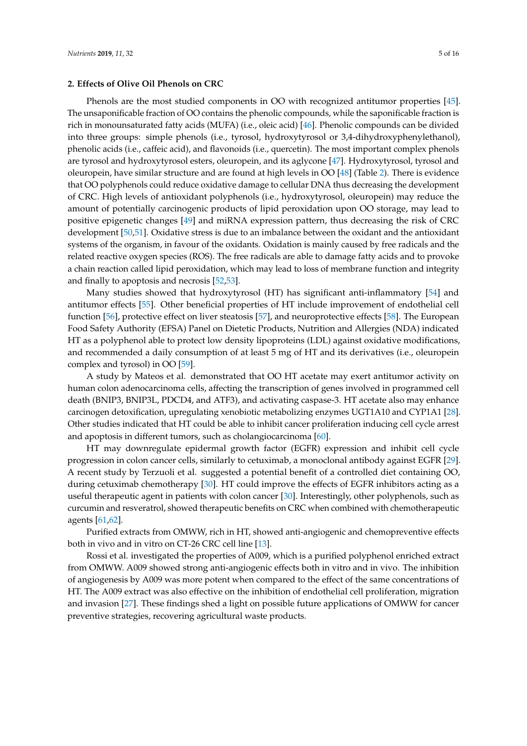## 2. Effects of Olive Oil Phenols on CRC

Phenols are the most studied components in OO with recognized antitumor properties [45]. The unsaponificable fraction of OO contains the phenolic compounds, while the saponificable fraction is rich in monounsaturated fatty acids (MUFA) (i.e., oleic acid) [46]. Phenolic compounds can be divided into three groups: simple phenols (i.e., tyrosol, hydroxytyrosol or 3,4-dihydroxyphenylethanol), phenolic acids (i.e., caffeic acid), and flavonoids (i.e., quercetin). The most important complex phenols are tyrosol and hydroxytyrosol esters, oleuropein, and its aglycone [47]. Hydroxytyrosol, tyrosol and oleuropein, have similar structure and are found at high levels in OO [48] (Table 2). There is evidence that OO polyphenols could reduce oxidative damage to cellular DNA thus decreasing the development of CRC. High levels of antioxidant polyphenols (i.e., hydroxytyrosol, oleuropein) may reduce the amount of potentially carcinogenic products of lipid peroxidation upon OO storage, may lead to positive epigenetic changes [49] and miRNA expression pattern, thus decreasing the risk of CRC development [50,51]. Oxidative stress is due to an imbalance between the oxidant and the antioxidant systems of the organism, in favour of the oxidants. Oxidation is mainly caused by free radicals and the related reactive oxygen species (ROS). The free radicals are able to damage fatty acids and to provoke a chain reaction called lipid peroxidation, which may lead to loss of membrane function and integrity and finally to apoptosis and necrosis [52,53].

Many studies showed that hydroxytyrosol (HT) has significant anti-inflammatory [54] and antitumor effects [55]. Other beneficial properties of HT include improvement of endothelial cell function [56], protective effect on liver steatosis [57], and neuroprotective effects [58]. The European Food Safety Authority (EFSA) Panel on Dietetic Products, Nutrition and Allergies (NDA) indicated HT as a polyphenol able to protect low density lipoproteins (LDL) against oxidative modifications, and recommended a daily consumption of at least 5 mg of HT and its derivatives (i.e., oleuropein complex and tyrosol) in OO [59].

A study by Mateos et al. demonstrated that OO HT acetate may exert antitumor activity on human colon adenocarcinoma cells, affecting the transcription of genes involved in programmed cell death (BNIP3, BNIP3L, PDCD4, and ATF3), and activating caspase-3. HT acetate also may enhance carcinogen detoxification, upregulating xenobiotic metabolizing enzymes UGT1A10 and CYP1A1 [28]. Other studies indicated that HT could be able to inhibit cancer proliferation inducing cell cycle arrest and apoptosis in different tumors, such as cholangiocarcinoma [60].

HT may downregulate epidermal growth factor (EGFR) expression and inhibit cell cycle progression in colon cancer cells, similarly to cetuximab, a monoclonal antibody against EGFR [29]. A recent study by Terzuoli et al. suggested a potential benefit of a controlled diet containing OO, during cetuximab chemotherapy [30]. HT could improve the effects of EGFR inhibitors acting as a useful therapeutic agent in patients with colon cancer [30]. Interestingly, other polyphenols, such as curcumin and resveratrol, showed therapeutic benefits on CRC when combined with chemotherapeutic agents [61,62].

Purified extracts from OMWW, rich in HT, showed anti-angiogenic and chemopreventive effects both in vivo and in vitro on CT-26 CRC cell line [13].

Rossi et al. investigated the properties of A009, which is a purified polyphenol enriched extract from OMWW. A009 showed strong anti-angiogenic effects both in vitro and in vivo. The inhibition of angiogenesis by A009 was more potent when compared to the effect of the same concentrations of HT. The A009 extract was also effective on the inhibition of endothelial cell proliferation, migration and invasion [27]. These findings shed a light on possible future applications of OMWW for cancer preventive strategies, recovering agricultural waste products.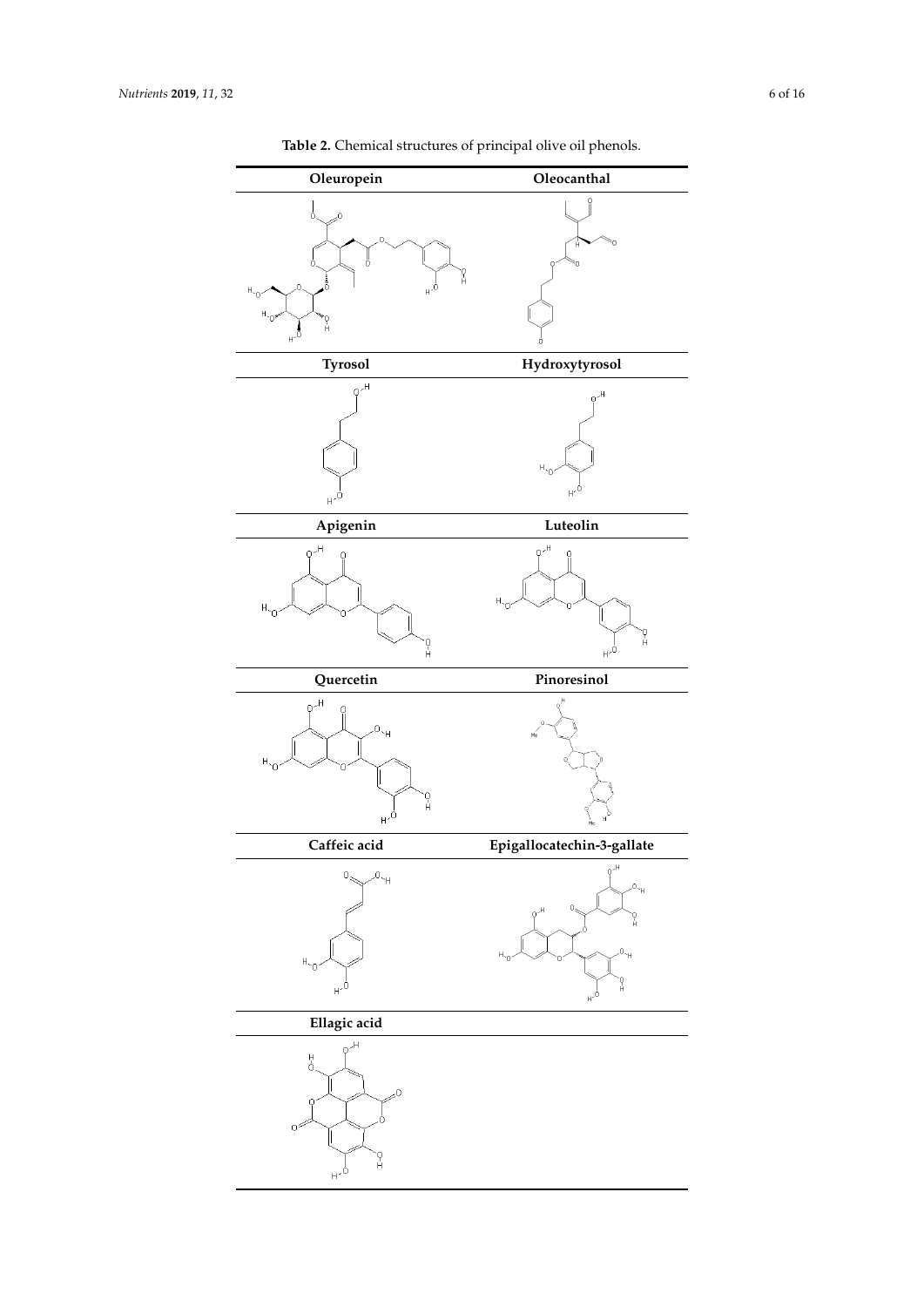**Table 2.** Chemical structures of principal olive oil phenols.

| Oleuropein | Oleocanthal |
| --- | --- |
| | |
| **Tyrosol** | **Hydroxytyrosol** |
| | |
| **Apigenin** | **Luteolin** |
| | |
| **Quercetin** | **Pinoresinol** |
| | |
| **Caffeic acid** | **Epigallocatechin-3-gallate** |
| | |
| **Ellagic acid** | |
| | |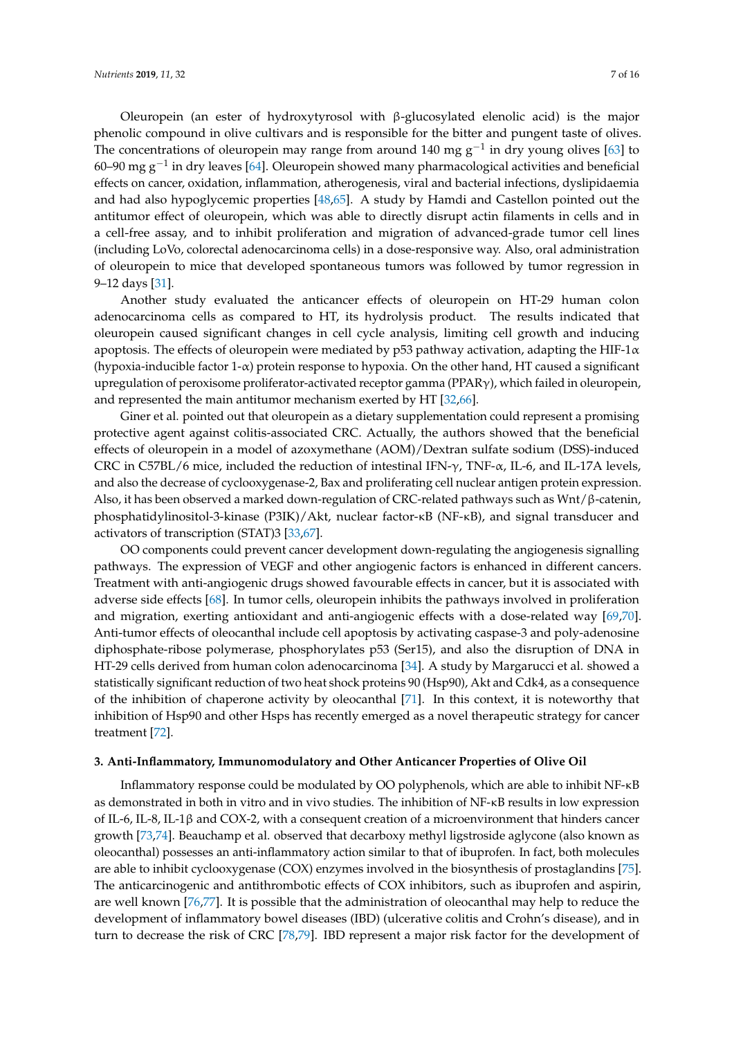Oleuropein (an ester of hydroxytyrosol with β-glucosylated elenolic acid) is the major phenolic compound in olive cultivars and is responsible for the bitter and pungent taste of olives. The concentrations of oleuropein may range from around 140 mg $g^{-1}$ in dry young olives [63] to 60–90 mg $g^{-1}$ in dry leaves [64]. Oleuropein showed many pharmacological activities and beneficial effects on cancer, oxidation, inflammation, atherogenesis, viral and bacterial infections, dyslipidaemia and had also hypoglycemic properties [48,65]. A study by Hamdi and Castellon pointed out the antitumor effect of oleuropein, which was able to directly disrupt actin filaments in cells and in a cell-free assay, and to inhibit proliferation and migration of advanced-grade tumor cell lines (including LoVo, colorectal adenocarcinoma cells) in a dose-responsive way. Also, oral administration of oleuropein to mice that developed spontaneous tumors was followed by tumor regression in 9–12 days [31].

Another study evaluated the anticancer effects of oleuropein on HT-29 human colon adenocarcinoma cells as compared to HT, its hydrolysis product. The results indicated that oleuropein caused significant changes in cell cycle analysis, limiting cell growth and inducing apoptosis. The effects of oleuropein were mediated by p53 pathway activation, adapting the HIF-1α (hypoxia-inducible factor 1-α) protein response to hypoxia. On the other hand, HT caused a significant upregulation of peroxisome proliferator-activated receptor gamma (PPARγ), which failed in oleuropein, and represented the main antitumor mechanism exerted by HT [32,66].

Giner et al. pointed out that oleuropein as a dietary supplementation could represent a promising protective agent against colitis-associated CRC. Actually, the authors showed that the beneficial effects of oleuropein in a model of azoxymethane (AOM)/Dextran sulfate sodium (DSS)-induced CRC in C57BL/6 mice, included the reduction of intestinal IFN-γ, TNF-α, IL-6, and IL-17A levels, and also the decrease of cyclooxygenase-2, Bax and proliferating cell nuclear antigen protein expression. Also, it has been observed a marked down-regulation of CRC-related pathways such as Wnt/β-catenin, phosphatidylinositol-3-kinase (P3IK)/Akt, nuclear factor-κB (NF-κB), and signal transducer and activators of transcription (STAT)3 [33,67].

OO components could prevent cancer development down-regulating the angiogenesis signalling pathways. The expression of VEGF and other angiogenic factors is enhanced in different cancers. Treatment with anti-angiogenic drugs showed favourable effects in cancer, but it is associated with adverse side effects [68]. In tumor cells, oleuropein inhibits the pathways involved in proliferation and migration, exerting antioxidant and anti-angiogenic effects with a dose-related way [69,70]. Anti-tumor effects of oleocanthal include cell apoptosis by activating caspase-3 and poly-adenosine diphosphate-ribose polymerase, phosphorylates p53 (Ser15), and also the disruption of DNA in HT-29 cells derived from human colon adenocarcinoma [34]. A study by Margarucci et al. showed a statistically significant reduction of two heat shock proteins 90 (Hsp90), Akt and Cdk4, as a consequence of the inhibition of chaperone activity by oleocanthal [71]. In this context, it is noteworthy that inhibition of Hsp90 and other Hsps has recently emerged as a novel therapeutic strategy for cancer treatment [72].

## 3. Anti-Inflammatory, Immunomodulatory and Other Anticancer Properties of Olive Oil

Inflammatory response could be modulated by OO polyphenols, which are able to inhibit NF-κB as demonstrated in both in vitro and in vivo studies. The inhibition of NF-κB results in low expression of IL-6, IL-8, IL-1β and COX-2, with a consequent creation of a microenvironment that hinders cancer growth [73,74]. Beauchamp et al. observed that decarboxy methyl ligstroside aglycone (also known as oleocanthal) possesses an anti-inflammatory action similar to that of ibuprofen. In fact, both molecules are able to inhibit cyclooxygenase (COX) enzymes involved in the biosynthesis of prostaglandins [75]. The anticarcinogenic and antithrombotic effects of COX inhibitors, such as ibuprofen and aspirin, are well known [76,77]. It is possible that the administration of oleocanthal may help to reduce the development of inflammatory bowel diseases (IBD) (ulcerative colitis and Crohn's disease), and in turn to decrease the risk of CRC [78,79]. IBD represent a major risk factor for the development of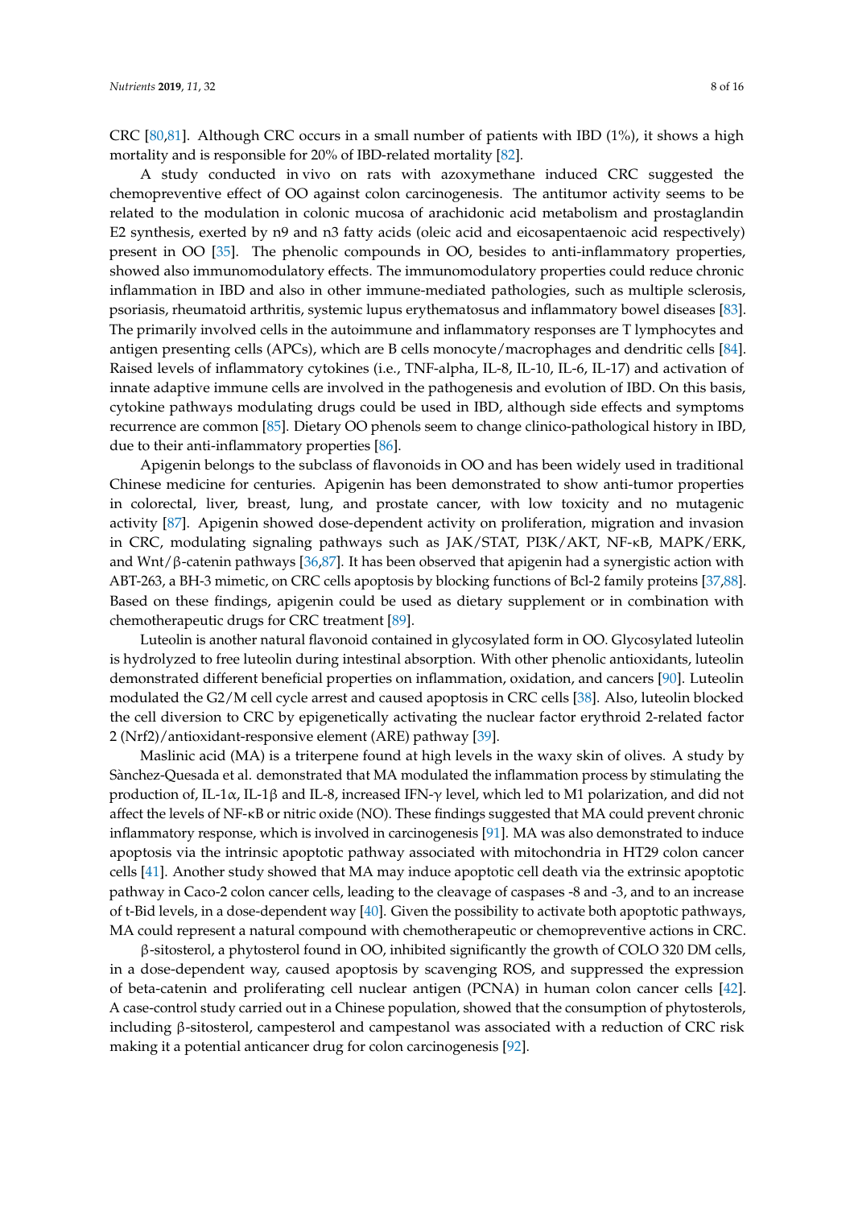CRC [80,81]. Although CRC occurs in a small number of patients with IBD (1%), it shows a high mortality and is responsible for 20% of IBD-related mortality [82].

A study conducted in vivo on rats with azoxymethane induced CRC suggested the chemopreventive effect of OO against colon carcinogenesis. The antitumor activity seems to be related to the modulation in colonic mucosa of arachidonic acid metabolism and prostaglandin E2 synthesis, exerted by n9 and n3 fatty acids (oleic acid and eicosapentaenoic acid respectively) present in OO [35]. The phenolic compounds in OO, besides to anti-inflammatory properties, showed also immunomodulatory effects. The immunomodulatory properties could reduce chronic inflammation in IBD and also in other immune-mediated pathologies, such as multiple sclerosis, psoriasis, rheumatoid arthritis, systemic lupus erythematosus and inflammatory bowel diseases [83]. The primarily involved cells in the autoimmune and inflammatory responses are T lymphocytes and antigen presenting cells (APCs), which are B cells monocyte/macrophages and dendritic cells [84]. Raised levels of inflammatory cytokines (i.e., TNF-alpha, IL-8, IL-10, IL-6, IL-17) and activation of innate adaptive immune cells are involved in the pathogenesis and evolution of IBD. On this basis, cytokine pathways modulating drugs could be used in IBD, although side effects and symptoms recurrence are common [85]. Dietary OO phenols seem to change clinico-pathological history in IBD, due to their anti-inflammatory properties [86].

Apigenin belongs to the subclass of flavonoids in OO and has been widely used in traditional Chinese medicine for centuries. Apigenin has been demonstrated to show anti-tumor properties in colorectal, liver, breast, lung, and prostate cancer, with low toxicity and no mutagenic activity [87]. Apigenin showed dose-dependent activity on proliferation, migration and invasion in CRC, modulating signaling pathways such as JAK/STAT, PI3K/AKT, NF-κB, MAPK/ERK, and Wnt/β-catenin pathways [36,87]. It has been observed that apigenin had a synergistic action with ABT-263, a BH-3 mimetic, on CRC cells apoptosis by blocking functions of Bcl-2 family proteins [37,88]. Based on these findings, apigenin could be used as dietary supplement or in combination with chemotherapeutic drugs for CRC treatment [89].

Luteolin is another natural flavonoid contained in glycosylated form in OO. Glycosylated luteolin is hydrolyzed to free luteolin during intestinal absorption. With other phenolic antioxidants, luteolin demonstrated different beneficial properties on inflammation, oxidation, and cancers [90]. Luteolin modulated the G2/M cell cycle arrest and caused apoptosis in CRC cells [38]. Also, luteolin blocked the cell diversion to CRC by epigenetically activating the nuclear factor erythroid 2-related factor 2 (Nrf2)/antioxidant-responsive element (ARE) pathway [39].

Maslinic acid (MA) is a triterpene found at high levels in the waxy skin of olives. A study by Sànchez-Quesada et al. demonstrated that MA modulated the inflammation process by stimulating the production of, IL-1α, IL-1β and IL-8, increased IFN-γ level, which led to M1 polarization, and did not affect the levels of NF-κB or nitric oxide (NO). These findings suggested that MA could prevent chronic inflammatory response, which is involved in carcinogenesis [91]. MA was also demonstrated to induce apoptosis via the intrinsic apoptotic pathway associated with mitochondria in HT29 colon cancer cells [41]. Another study showed that MA may induce apoptotic cell death via the extrinsic apoptotic pathway in Caco-2 colon cancer cells, leading to the cleavage of caspases -8 and -3, and to an increase of t-Bid levels, in a dose-dependent way [40]. Given the possibility to activate both apoptotic pathways, MA could represent a natural compound with chemotherapeutic or chemopreventive actions in CRC.

β-sitosterol, a phytosterol found in OO, inhibited significantly the growth of COLO 320 DM cells, in a dose-dependent way, caused apoptosis by scavenging ROS, and suppressed the expression of beta-catenin and proliferating cell nuclear antigen (PCNA) in human colon cancer cells [42]. A case-control study carried out in a Chinese population, showed that the consumption of phytosterols, including β-sitosterol, campesterol and campestanol was associated with a reduction of CRC risk making it a potential anticancer drug for colon carcinogenesis [92].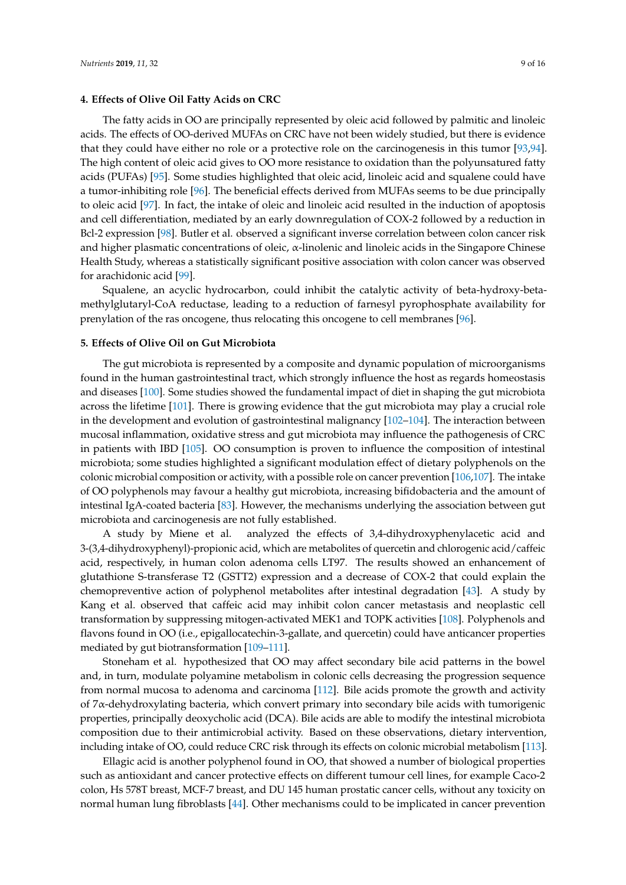## 4. Effects of Olive Oil Fatty Acids on CRC

The fatty acids in OO are principally represented by oleic acid followed by palmitic and linoleic acids. The effects of OO-derived MUFAs on CRC have not been widely studied, but there is evidence that they could have either no role or a protective role on the carcinogenesis in this tumor [93,94]. The high content of oleic acid gives to OO more resistance to oxidation than the polyunsatured fatty acids (PUFAs) [95]. Some studies highlighted that oleic acid, linoleic acid and squalene could have a tumor-inhibiting role [96]. The beneficial effects derived from MUFAs seems to be due principally to oleic acid [97]. In fact, the intake of oleic and linoleic acid resulted in the induction of apoptosis and cell differentiation, mediated by an early downregulation of COX-2 followed by a reduction in Bcl-2 expression [98]. Butler et al. observed a significant inverse correlation between colon cancer risk and higher plasmatic concentrations of oleic, α-linolenic and linoleic acids in the Singapore Chinese Health Study, whereas a statistically significant positive association with colon cancer was observed for arachidonic acid [99].

Squalene, an acyclic hydrocarbon, could inhibit the catalytic activity of beta-hydroxy-beta-methylglutaryl-CoA reductase, leading to a reduction of farnesyl pyrophosphate availability for prenylation of the ras oncogene, thus relocating this oncogene to cell membranes [96].

## 5. Effects of Olive Oil on Gut Microbiota

The gut microbiota is represented by a composite and dynamic population of microorganisms found in the human gastrointestinal tract, which strongly influence the host as regards homeostasis and diseases [100]. Some studies showed the fundamental impact of diet in shaping the gut microbiota across the lifetime [101]. There is growing evidence that the gut microbiota may play a crucial role in the development and evolution of gastrointestinal malignancy [102–104]. The interaction between mucosal inflammation, oxidative stress and gut microbiota may influence the pathogenesis of CRC in patients with IBD [105]. OO consumption is proven to influence the composition of intestinal microbiota; some studies highlighted a significant modulation effect of dietary polyphenols on the colonic microbial composition or activity, with a possible role on cancer prevention [106,107]. The intake of OO polyphenols may favour a healthy gut microbiota, increasing bifidobacteria and the amount of intestinal IgA-coated bacteria [83]. However, the mechanisms underlying the association between gut microbiota and carcinogenesis are not fully established.

A study by Miene et al. analyzed the effects of 3,4-dihydroxyphenylacetic acid and 3-(3,4-dihydroxyphenyl)-propionic acid, which are metabolites of quercetin and chlorogenic acid/caffeic acid, respectively, in human colon adenoma cells LT97. The results showed an enhancement of glutathione S-transferase T2 (GSTT2) expression and a decrease of COX-2 that could explain the chemopreventive action of polyphenol metabolites after intestinal degradation [43]. A study by Kang et al. observed that caffeic acid may inhibit colon cancer metastasis and neoplastic cell transformation by suppressing mitogen-activated MEK1 and TOPK activities [108]. Polyphenols and flavons found in OO (i.e., epigallocatechin-3-gallate, and quercetin) could have anticancer properties mediated by gut biotransformation [109–111].

Stoneham et al. hypothesized that OO may affect secondary bile acid patterns in the bowel and, in turn, modulate polyamine metabolism in colonic cells decreasing the progression sequence from normal mucosa to adenoma and carcinoma [112]. Bile acids promote the growth and activity of 7α-dehydroxylating bacteria, which convert primary into secondary bile acids with tumorigenic properties, principally deoxycholic acid (DCA). Bile acids are able to modify the intestinal microbiota composition due to their antimicrobial activity. Based on these observations, dietary intervention, including intake of OO, could reduce CRC risk through its effects on colonic microbial metabolism [113].

Ellagic acid is another polyphenol found in OO, that showed a number of biological properties such as antioxidant and cancer protective effects on different tumour cell lines, for example Caco-2 colon, Hs 578T breast, MCF-7 breast, and DU 145 human prostatic cancer cells, without any toxicity on normal human lung fibroblasts [44]. Other mechanisms could to be implicated in cancer prevention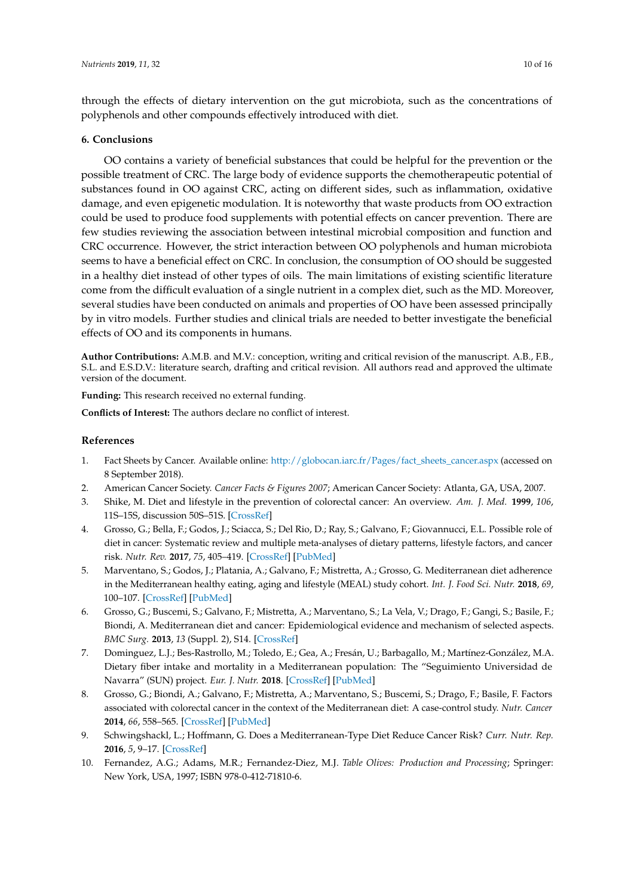through the effects of dietary intervention on the gut microbiota, such as the concentrations of polyphenols and other compounds effectively introduced with diet.

## 6. Conclusions

OO contains a variety of beneficial substances that could be helpful for the prevention or the possible treatment of CRC. The large body of evidence supports the chemotherapeutic potential of substances found in OO against CRC, acting on different sides, such as inflammation, oxidative damage, and even epigenetic modulation. It is noteworthy that waste products from OO extraction could be used to produce food supplements with potential effects on cancer prevention. There are few studies reviewing the association between intestinal microbial composition and function and CRC occurrence. However, the strict interaction between OO polyphenols and human microbiota seems to have a beneficial effect on CRC. In conclusion, the consumption of OO should be suggested in a healthy diet instead of other types of oils. The main limitations of existing scientific literature come from the difficult evaluation of a single nutrient in a complex diet, such as the MD. Moreover, several studies have been conducted on animals and properties of OO have been assessed principally by in vitro models. Further studies and clinical trials are needed to better investigate the beneficial effects of OO and its components in humans.

**Author Contributions:** A.M.B. and M.V.: conception, writing and critical revision of the manuscript. A.B., F.B., S.L. and E.S.D.V.: literature search, drafting and critical revision. All authors read and approved the ultimate version of the document.

**Funding:** This research received no external funding.

**Conflicts of Interest:** The authors declare no conflict of interest.

## References

1. Fact Sheets by Cancer. Available online: http://globocan.iarc.fr/Pages/fact_sheets_cancer.aspx (accessed on 8 September 2018).
2. American Cancer Society. *Cancer Facts & Figures 2007*; American Cancer Society: Atlanta, GA, USA, 2007.
3. Shike, M. Diet and lifestyle in the prevention of colorectal cancer: An overview. *Am. J. Med.* **1999**, *106*, 11S–15S, discussion 50S–51S. [CrossRef]
4. Grosso, G.; Bella, F.; Godos, J.; Sciacca, S.; Del Rio, D.; Ray, S.; Galvano, F.; Giovannucci, E.L. Possible role of diet in cancer: Systematic review and multiple meta-analyses of dietary patterns, lifestyle factors, and cancer risk. *Nutr. Rev.* **2017**, *75*, 405–419. [CrossRef] [PubMed]
5. Marventano, S.; Godos, J.; Platania, A.; Galvano, F.; Mistretta, A.; Grosso, G. Mediterranean diet adherence in the Mediterranean healthy eating, aging and lifestyle (MEAL) study cohort. *Int. J. Food Sci. Nutr.* **2018**, *69*, 100–107. [CrossRef] [PubMed]
6. Grosso, G.; Buscemi, S.; Galvano, F.; Mistretta, A.; Marventano, S.; La Vela, V.; Drago, F.; Gangi, S.; Basile, F.; Biondi, A. Mediterranean diet and cancer: Epidemiological evidence and mechanism of selected aspects. *BMC Surg.* **2013**, *13* (Suppl. 2), S14. [CrossRef]
7. Dominguez, L.J.; Bes-Rastrollo, M.; Toledo, E.; Gea, A.; Fresán, U.; Barbagallo, M.; Martínez-González, M.A. Dietary fiber intake and mortality in a Mediterranean population: The "Seguimiento Universidad de Navarra" (SUN) project. *Eur. J. Nutr.* **2018**. [CrossRef] [PubMed]
8. Grosso, G.; Biondi, A.; Galvano, F.; Mistretta, A.; Marventano, S.; Buscemi, S.; Drago, F.; Basile, F. Factors associated with colorectal cancer in the context of the Mediterranean diet: A case-control study. *Nutr. Cancer* **2014**, *66*, 558–565. [CrossRef] [PubMed]
9. Schwingshackl, L.; Hoffmann, G. Does a Mediterranean-Type Diet Reduce Cancer Risk? *Curr. Nutr. Rep.* **2016**, *5*, 9–17. [CrossRef]
10. Fernandez, A.G.; Adams, M.R.; Fernandez-Diez, M.J. *Table Olives: Production and Processing*; Springer: New York, USA, 1997; ISBN 978-0-412-71810-6.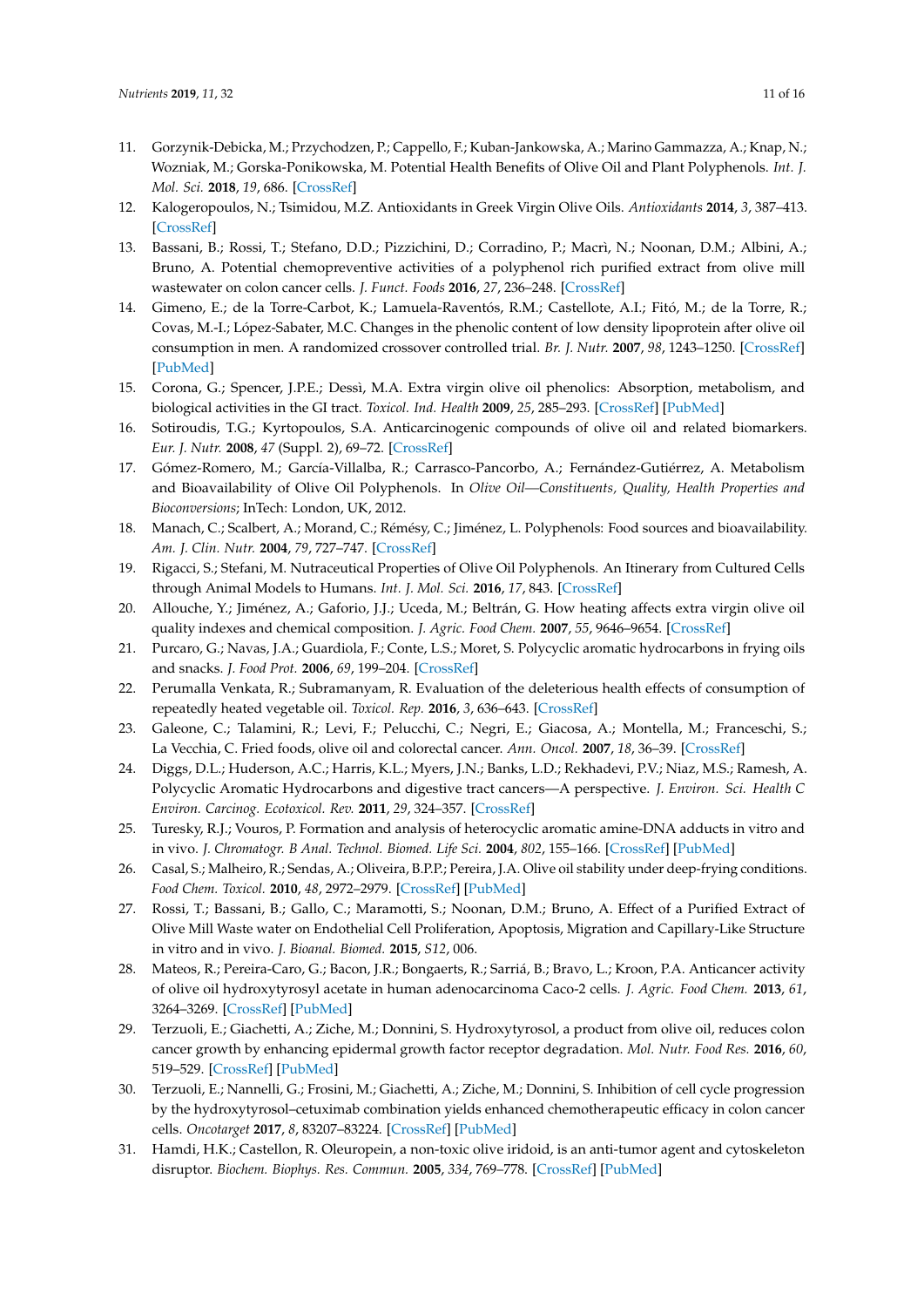11. Gorzynik-Debicka, M.; Przychodzen, P.; Cappello, F.; Kuban-Jankowska, A.; Marino Gammazza, A.; Knap, N.; Wozniak, M.; Gorska-Ponikowska, M. Potential Health Benefits of Olive Oil and Plant Polyphenols. *Int. J. Mol. Sci.* **2018**, *19*, 686. [CrossRef]
12. Kalogeropoulos, N.; Tsimidou, M.Z. Antioxidants in Greek Virgin Olive Oils. *Antioxidants* **2014**, *3*, 387–413. [CrossRef]
13. Bassani, B.; Rossi, T.; Stefano, D.D.; Pizzichini, D.; Corradino, P.; Macrì, N.; Noonan, D.M.; Albini, A.; Bruno, A. Potential chemopreventive activities of a polyphenol rich purified extract from olive mill wastewater on colon cancer cells. *J. Funct. Foods* **2016**, *27*, 236–248. [CrossRef]
14. Gimeno, E.; de la Torre-Carbot, K.; Lamuela-Raventós, R.M.; Castellote, A.I.; Fitó, M.; de la Torre, R.; Covas, M.-I.; López-Sabater, M.C. Changes in the phenolic content of low density lipoprotein after olive oil consumption in men. A randomized crossover controlled trial. *Br. J. Nutr.* **2007**, *98*, 1243–1250. [CrossRef] [PubMed]
15. Corona, G.; Spencer, J.P.E.; Dessì, M.A. Extra virgin olive oil phenolics: Absorption, metabolism, and biological activities in the GI tract. *Toxicol. Ind. Health* **2009**, *25*, 285–293. [CrossRef] [PubMed]
16. Sotiroudis, T.G.; Kyrtopoulos, S.A. Anticarcinogenic compounds of olive oil and related biomarkers. *Eur. J. Nutr.* **2008**, *47* (Suppl. 2), 69–72. [CrossRef]
17. Gómez-Romero, M.; García-Villalba, R.; Carrasco-Pancorbo, A.; Fernández-Gutiérrez, A. Metabolism and Bioavailability of Olive Oil Polyphenols. In *Olive Oil—Constituents, Quality, Health Properties and Bioconversions*; InTech: London, UK, 2012.
18. Manach, C.; Scalbert, A.; Morand, C.; Rémésy, C.; Jiménez, L. Polyphenols: Food sources and bioavailability. *Am. J. Clin. Nutr.* **2004**, *79*, 727–747. [CrossRef]
19. Rigacci, S.; Stefani, M. Nutraceutical Properties of Olive Oil Polyphenols. An Itinerary from Cultured Cells through Animal Models to Humans. *Int. J. Mol. Sci.* **2016**, *17*, 843. [CrossRef]
20. Allouche, Y.; Jiménez, A.; Gaforio, J.J.; Uceda, M.; Beltrán, G. How heating affects extra virgin olive oil quality indexes and chemical composition. *J. Agric. Food Chem.* **2007**, *55*, 9646–9654. [CrossRef]
21. Purcaro, G.; Navas, J.A.; Guardiola, F.; Conte, L.S.; Moret, S. Polycyclic aromatic hydrocarbons in frying oils and snacks. *J. Food Prot.* **2006**, *69*, 199–204. [CrossRef]
22. Perumalla Venkata, R.; Subramanyam, R. Evaluation of the deleterious health effects of consumption of repeatedly heated vegetable oil. *Toxicol. Rep.* **2016**, *3*, 636–643. [CrossRef]
23. Galeone, C.; Talamini, R.; Levi, F.; Pelucchi, C.; Negri, E.; Giacosa, A.; Montella, M.; Franceschi, S.; La Vecchia, C. Fried foods, olive oil and colorectal cancer. *Ann. Oncol.* **2007**, *18*, 36–39. [CrossRef]
24. Diggs, D.L.; Huderson, A.C.; Harris, K.L.; Myers, J.N.; Banks, L.D.; Rekhadevi, P.V.; Niaz, M.S.; Ramesh, A. Polycyclic Aromatic Hydrocarbons and digestive tract cancers—A perspective. *J. Environ. Sci. Health C Environ. Carcinog. Ecotoxicol. Rev.* **2011**, *29*, 324–357. [CrossRef]
25. Turesky, R.J.; Vouros, P. Formation and analysis of heterocyclic aromatic amine-DNA adducts in vitro and in vivo. *J. Chromatogr. B Anal. Technol. Biomed. Life Sci.* **2004**, *802*, 155–166. [CrossRef] [PubMed]
26. Casal, S.; Malheiro, R.; Sendas, A.; Oliveira, B.P.P.; Pereira, J.A. Olive oil stability under deep-frying conditions. *Food Chem. Toxicol.* **2010**, *48*, 2972–2979. [CrossRef] [PubMed]
27. Rossi, T.; Bassani, B.; Gallo, C.; Maramotti, S.; Noonan, D.M.; Bruno, A. Effect of a Purified Extract of Olive Mill Waste water on Endothelial Cell Proliferation, Apoptosis, Migration and Capillary-Like Structure in vitro and in vivo. *J. Bioanal. Biomed.* **2015**, *S12*, 006.
28. Mateos, R.; Pereira-Caro, G.; Bacon, J.R.; Bongaerts, R.; Sarriá, B.; Bravo, L.; Kroon, P.A. Anticancer activity of olive oil hydroxytyrosyl acetate in human adenocarcinoma Caco-2 cells. *J. Agric. Food Chem.* **2013**, *61*, 3264–3269. [CrossRef] [PubMed]
29. Terzuoli, E.; Giachetti, A.; Ziche, M.; Donnini, S. Hydroxytyrosol, a product from olive oil, reduces colon cancer growth by enhancing epidermal growth factor receptor degradation. *Mol. Nutr. Food Res.* **2016**, *60*, 519–529. [CrossRef] [PubMed]
30. Terzuoli, E.; Nannelli, G.; Frosini, M.; Giachetti, A.; Ziche, M.; Donnini, S. Inhibition of cell cycle progression by the hydroxytyrosol–cetuximab combination yields enhanced chemotherapeutic efficacy in colon cancer cells. *Oncotarget* **2017**, *8*, 83207–83224. [CrossRef] [PubMed]
31. Hamdi, H.K.; Castellon, R. Oleuropein, a non-toxic olive iridoid, is an anti-tumor agent and cytoskeleton disruptor. *Biochem. Biophys. Res. Commun.* **2005**, *334*, 769–778. [CrossRef] [PubMed]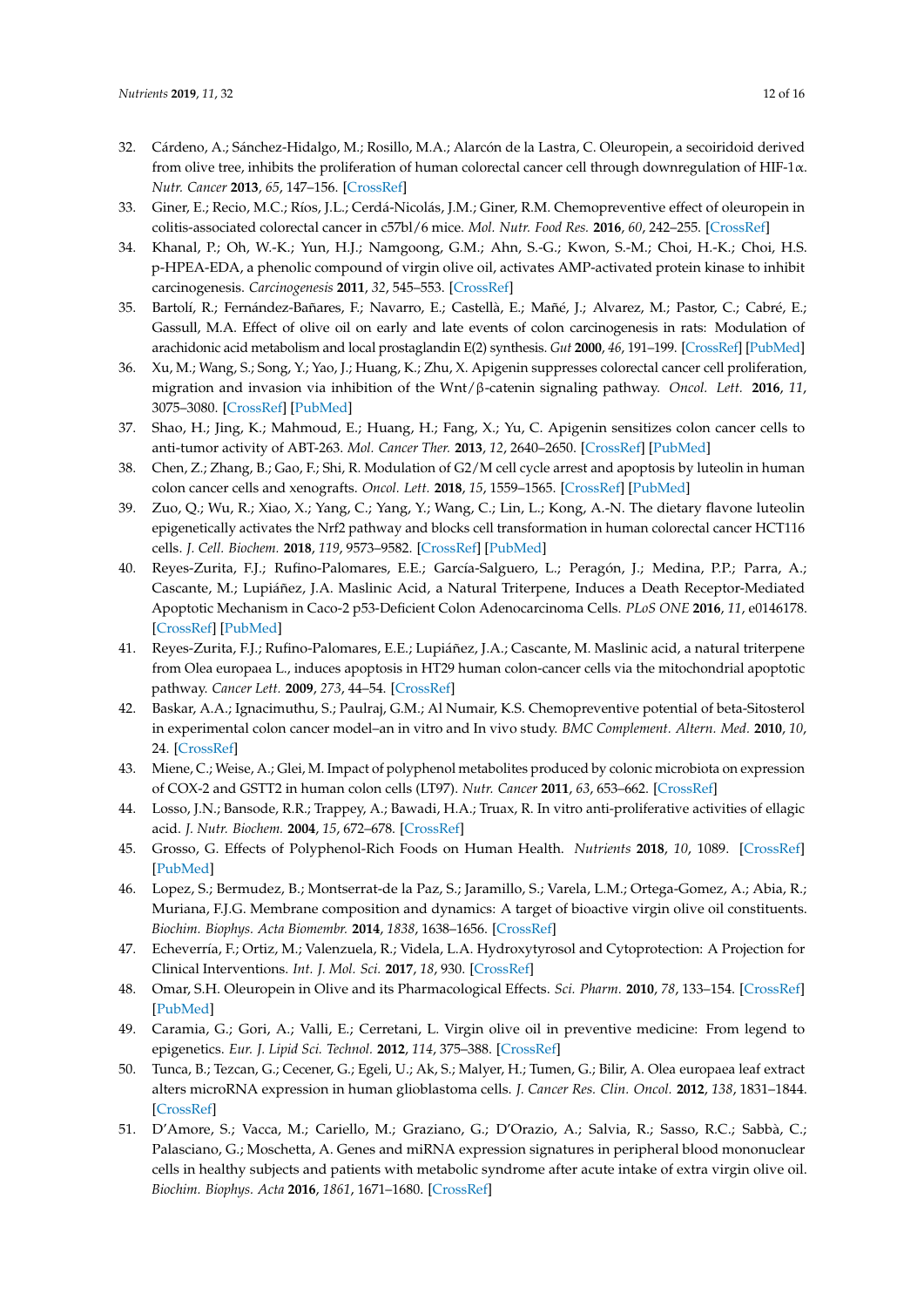32. Cárdeno, A.; Sánchez-Hidalgo, M.; Rosillo, M.A.; Alarcón de la Lastra, C. Oleuropein, a secoiridoid derived from olive tree, inhibits the proliferation of human colorectal cancer cell through downregulation of HIF-1α. *Nutr. Cancer* **2013**, *65*, 147–156. [CrossRef]
33. Giner, E.; Recio, M.C.; Ríos, J.L.; Cerdá-Nicolás, J.M.; Giner, R.M. Chemopreventive effect of oleuropein in colitis-associated colorectal cancer in c57bl/6 mice. *Mol. Nutr. Food Res.* **2016**, *60*, 242–255. [CrossRef]
34. Khanal, P.; Oh, W.-K.; Yun, H.J.; Namgoong, G.M.; Ahn, S.-G.; Kwon, S.-M.; Choi, H.-K.; Choi, H.S. p-HPEA-EDA, a phenolic compound of virgin olive oil, activates AMP-activated protein kinase to inhibit carcinogenesis. *Carcinogenesis* **2011**, *32*, 545–553. [CrossRef]
35. Bartolí, R.; Fernández-Bañares, F.; Navarro, E.; Castellà, E.; Mañé, J.; Alvarez, M.; Pastor, C.; Cabré, E.; Gassull, M.A. Effect of olive oil on early and late events of colon carcinogenesis in rats: Modulation of arachidonic acid metabolism and local prostaglandin E(2) synthesis. *Gut* **2000**, *46*, 191–199. [CrossRef] [PubMed]
36. Xu, M.; Wang, S.; Song, Y.; Yao, J.; Huang, K.; Zhu, X. Apigenin suppresses colorectal cancer cell proliferation, migration and invasion via inhibition of the Wnt/β-catenin signaling pathway. *Oncol. Lett.* **2016**, *11*, 3075–3080. [CrossRef] [PubMed]
37. Shao, H.; Jing, K.; Mahmoud, E.; Huang, H.; Fang, X.; Yu, C. Apigenin sensitizes colon cancer cells to anti-tumor activity of ABT-263. *Mol. Cancer Ther.* **2013**, *12*, 2640–2650. [CrossRef] [PubMed]
38. Chen, Z.; Zhang, B.; Gao, F.; Shi, R. Modulation of G2/M cell cycle arrest and apoptosis by luteolin in human colon cancer cells and xenografts. *Oncol. Lett.* **2018**, *15*, 1559–1565. [CrossRef] [PubMed]
39. Zuo, Q.; Wu, R.; Xiao, X.; Yang, C.; Yang, Y.; Wang, C.; Lin, L.; Kong, A.-N. The dietary flavone luteolin epigenetically activates the Nrf2 pathway and blocks cell transformation in human colorectal cancer HCT116 cells. *J. Cell. Biochem.* **2018**, *119*, 9573–9582. [CrossRef] [PubMed]
40. Reyes-Zurita, F.J.; Rufino-Palomares, E.E.; García-Salguero, L.; Peragón, J.; Medina, P.P.; Parra, A.; Cascante, M.; Lupiáñez, J.A. Maslinic Acid, a Natural Triterpene, Induces a Death Receptor-Mediated Apoptotic Mechanism in Caco-2 p53-Deficient Colon Adenocarcinoma Cells. *PLoS ONE* **2016**, *11*, e0146178. [CrossRef] [PubMed]
41. Reyes-Zurita, F.J.; Rufino-Palomares, E.E.; Lupiáñez, J.A.; Cascante, M. Maslinic acid, a natural triterpene from Olea europaea L., induces apoptosis in HT29 human colon-cancer cells via the mitochondrial apoptotic pathway. *Cancer Lett.* **2009**, *273*, 44–54. [CrossRef]
42. Baskar, A.A.; Ignacimuthu, S.; Paulraj, G.M.; Al Numair, K.S. Chemopreventive potential of beta-Sitosterol in experimental colon cancer model–an in vitro and In vivo study. *BMC Complement. Altern. Med.* **2010**, *10*, 24. [CrossRef]
43. Miene, C.; Weise, A.; Glei, M. Impact of polyphenol metabolites produced by colonic microbiota on expression of COX-2 and GSTT2 in human colon cells (LT97). *Nutr. Cancer* **2011**, *63*, 653–662. [CrossRef]
44. Losso, J.N.; Bansode, R.R.; Trappey, A.; Bawadi, H.A.; Truax, R. In vitro anti-proliferative activities of ellagic acid. *J. Nutr. Biochem.* **2004**, *15*, 672–678. [CrossRef]
45. Grosso, G. Effects of Polyphenol-Rich Foods on Human Health. *Nutrients* **2018**, *10*, 1089. [CrossRef] [PubMed]
46. Lopez, S.; Bermudez, B.; Montserrat-de la Paz, S.; Jaramillo, S.; Varela, L.M.; Ortega-Gomez, A.; Abia, R.; Muriana, F.J.G. Membrane composition and dynamics: A target of bioactive virgin olive oil constituents. *Biochim. Biophys. Acta Biomembr.* **2014**, *1838*, 1638–1656. [CrossRef]
47. Echeverría, F.; Ortiz, M.; Valenzuela, R.; Videla, L.A. Hydroxytyrosol and Cytoprotection: A Projection for Clinical Interventions. *Int. J. Mol. Sci.* **2017**, *18*, 930. [CrossRef]
48. Omar, S.H. Oleuropein in Olive and its Pharmacological Effects. *Sci. Pharm.* **2010**, *78*, 133–154. [CrossRef] [PubMed]
49. Caramia, G.; Gori, A.; Valli, E.; Cerretani, L. Virgin olive oil in preventive medicine: From legend to epigenetics. *Eur. J. Lipid Sci. Technol.* **2012**, *114*, 375–388. [CrossRef]
50. Tunca, B.; Tezcan, G.; Cecener, G.; Egeli, U.; Ak, S.; Malyer, H.; Tumen, G.; Bilir, A. Olea europaea leaf extract alters microRNA expression in human glioblastoma cells. *J. Cancer Res. Clin. Oncol.* **2012**, *138*, 1831–1844. [CrossRef]
51. D'Amore, S.; Vacca, M.; Cariello, M.; Graziano, G.; D'Orazio, A.; Salvia, R.; Sasso, R.C.; Sabbà, C.; Palasciano, G.; Moschetta, A. Genes and miRNA expression signatures in peripheral blood mononuclear cells in healthy subjects and patients with metabolic syndrome after acute intake of extra virgin olive oil. *Biochim. Biophys. Acta* **2016**, *1861*, 1671–1680. [CrossRef]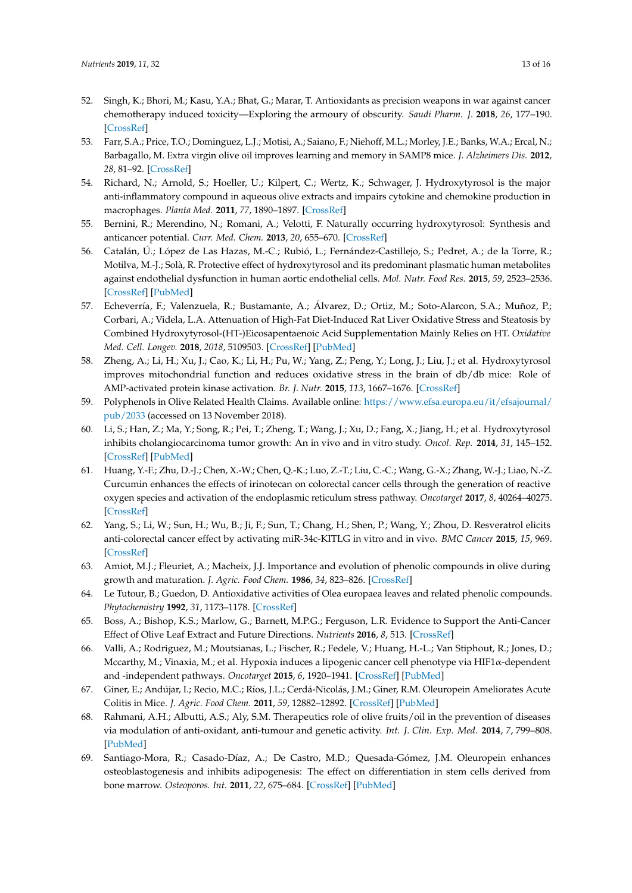52. Singh, K.; Bhori, M.; Kasu, Y.A.; Bhat, G.; Marar, T. Antioxidants as precision weapons in war against cancer chemotherapy induced toxicity—Exploring the armoury of obscurity. *Saudi Pharm. J.* **2018**, *26*, 177–190. [CrossRef]
53. Farr, S.A.; Price, T.O.; Dominguez, L.J.; Motisi, A.; Saiano, F.; Niehoff, M.L.; Morley, J.E.; Banks, W.A.; Ercal, N.; Barbagallo, M. Extra virgin olive oil improves learning and memory in SAMP8 mice. *J. Alzheimers Dis.* **2012**, *28*, 81–92. [CrossRef]
54. Richard, N.; Arnold, S.; Hoeller, U.; Kilpert, C.; Wertz, K.; Schwager, J. Hydroxytyrosol is the major anti-inflammatory compound in aqueous olive extracts and impairs cytokine and chemokine production in macrophages. *Planta Med.* **2011**, *77*, 1890–1897. [CrossRef]
55. Bernini, R.; Merendino, N.; Romani, A.; Velotti, F. Naturally occurring hydroxytyrosol: Synthesis and anticancer potential. *Curr. Med. Chem.* **2013**, *20*, 655–670. [CrossRef]
56. Catalán, Ú.; López de Las Hazas, M.-C.; Rubió, L.; Fernández-Castillejo, S.; Pedret, A.; de la Torre, R.; Motilva, M.-J.; Solà, R. Protective effect of hydroxytyrosol and its predominant plasmatic human metabolites against endothelial dysfunction in human aortic endothelial cells. *Mol. Nutr. Food Res.* **2015**, *59*, 2523–2536. [CrossRef] [PubMed]
57. Echeverría, F.; Valenzuela, R.; Bustamante, A.; Álvarez, D.; Ortiz, M.; Soto-Alarcon, S.A.; Muñoz, P.; Corbari, A.; Videla, L.A. Attenuation of High-Fat Diet-Induced Rat Liver Oxidative Stress and Steatosis by Combined Hydroxytyrosol-(HT-)Eicosapentaenoic Acid Supplementation Mainly Relies on HT. *Oxidative Med. Cell. Longev.* **2018**, *2018*, 5109503. [CrossRef] [PubMed]
58. Zheng, A.; Li, H.; Xu, J.; Cao, K.; Li, H.; Pu, W.; Yang, Z.; Peng, Y.; Long, J.; Liu, J.; et al. Hydroxytyrosol improves mitochondrial function and reduces oxidative stress in the brain of db/db mice: Role of AMP-activated protein kinase activation. *Br. J. Nutr.* **2015**, *113*, 1667–1676. [CrossRef]
59. Polyphenols in Olive Related Health Claims. Available online: https://www.efsa.europa.eu/it/efsajournal/pub/2033 (accessed on 13 November 2018).
60. Li, S.; Han, Z.; Ma, Y.; Song, R.; Pei, T.; Zheng, T.; Wang, J.; Xu, D.; Fang, X.; Jiang, H.; et al. Hydroxytyrosol inhibits cholangiocarcinoma tumor growth: An in vivo and in vitro study. *Oncol. Rep.* **2014**, *31*, 145–152. [CrossRef] [PubMed]
61. Huang, Y.-F.; Zhu, D.-J.; Chen, X.-W.; Chen, Q.-K.; Luo, Z.-T.; Liu, C.-C.; Wang, G.-X.; Zhang, W.-J.; Liao, N.-Z. Curcumin enhances the effects of irinotecan on colorectal cancer cells through the generation of reactive oxygen species and activation of the endoplasmic reticulum stress pathway. *Oncotarget* **2017**, *8*, 40264–40275. [CrossRef]
62. Yang, S.; Li, W.; Sun, H.; Wu, B.; Ji, F.; Sun, T.; Chang, H.; Shen, P.; Wang, Y.; Zhou, D. Resveratrol elicits anti-colorectal cancer effect by activating miR-34c-KITLG in vitro and in vivo. *BMC Cancer* **2015**, *15*, 969. [CrossRef]
63. Amiot, M.J.; Fleuriet, A.; Macheix, J.J. Importance and evolution of phenolic compounds in olive during growth and maturation. *J. Agric. Food Chem.* **1986**, *34*, 823–826. [CrossRef]
64. Le Tutour, B.; Guedon, D. Antioxidative activities of Olea europaea leaves and related phenolic compounds. *Phytochemistry* **1992**, *31*, 1173–1178. [CrossRef]
65. Boss, A.; Bishop, K.S.; Marlow, G.; Barnett, M.P.G.; Ferguson, L.R. Evidence to Support the Anti-Cancer Effect of Olive Leaf Extract and Future Directions. *Nutrients* **2016**, *8*, 513. [CrossRef]
66. Valli, A.; Rodriguez, M.; Moutsianas, L.; Fischer, R.; Fedele, V.; Huang, H.-L.; Van Stiphout, R.; Jones, D.; Mccarthy, M.; Vinaxia, M.; et al. Hypoxia induces a lipogenic cancer cell phenotype via HIF1α-dependent and -independent pathways. *Oncotarget* **2015**, *6*, 1920–1941. [CrossRef] [PubMed]
67. Giner, E.; Andújar, I.; Recio, M.C.; Ríos, J.L.; Cerdá-Nicolás, J.M.; Giner, R.M. Oleuropein Ameliorates Acute Colitis in Mice. *J. Agric. Food Chem.* **2011**, *59*, 12882–12892. [CrossRef] [PubMed]
68. Rahmani, A.H.; Albutti, A.S.; Aly, S.M. Therapeutics role of olive fruits/oil in the prevention of diseases via modulation of anti-oxidant, anti-tumour and genetic activity. *Int. J. Clin. Exp. Med.* **2014**, *7*, 799–808. [PubMed]
69. Santiago-Mora, R.; Casado-Díaz, A.; De Castro, M.D.; Quesada-Gómez, J.M. Oleuropein enhances osteoblastogenesis and inhibits adipogenesis: The effect on differentiation in stem cells derived from bone marrow. *Osteoporos. Int.* **2011**, *22*, 675–684. [CrossRef] [PubMed]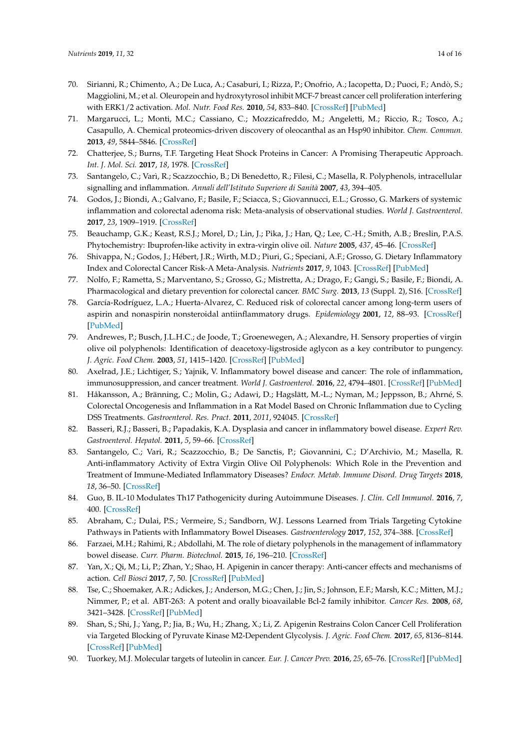70. Sirianni, R.; Chimento, A.; De Luca, A.; Casaburi, I.; Rizza, P.; Onofrio, A.; Iacopetta, D.; Puoci, F.; Andò, S.; Maggiolini, M.; et al. Oleuropein and hydroxytyrosol inhibit MCF-7 breast cancer cell proliferation interfering with ERK1/2 activation. *Mol. Nutr. Food Res.* **2010**, *54*, 833–840. [CrossRef] [PubMed]
71. Margarucci, L.; Monti, M.C.; Cassiano, C.; Mozzicafreddo, M.; Angeletti, M.; Riccio, R.; Tosco, A.; Casapullo, A. Chemical proteomics-driven discovery of oleocanthal as an Hsp90 inhibitor. *Chem. Commun.* **2013**, *49*, 5844–5846. [CrossRef]
72. Chatterjee, S.; Burns, T.F. Targeting Heat Shock Proteins in Cancer: A Promising Therapeutic Approach. *Int. J. Mol. Sci.* **2017**, *18*, 1978. [CrossRef]
73. Santangelo, C.; Varì, R.; Scazzocchio, B.; Di Benedetto, R.; Filesi, C.; Masella, R. Polyphenols, intracellular signalling and inflammation. *Annali dell'Istituto Superiore di Sanità* **2007**, *43*, 394–405.
74. Godos, J.; Biondi, A.; Galvano, F.; Basile, F.; Sciacca, S.; Giovannucci, E.L.; Grosso, G. Markers of systemic inflammation and colorectal adenoma risk: Meta-analysis of observational studies. *World J. Gastroenterol.* **2017**, *23*, 1909–1919. [CrossRef]
75. Beauchamp, G.K.; Keast, R.S.J.; Morel, D.; Lin, J.; Pika, J.; Han, Q.; Lee, C.-H.; Smith, A.B.; Breslin, P.A.S. Phytochemistry: Ibuprofen-like activity in extra-virgin olive oil. *Nature* **2005**, *437*, 45–46. [CrossRef]
76. Shivappa, N.; Godos, J.; Hébert, J.R.; Wirth, M.D.; Piuri, G.; Speciani, A.F.; Grosso, G. Dietary Inflammatory Index and Colorectal Cancer Risk-A Meta-Analysis. *Nutrients* **2017**, *9*, 1043. [CrossRef] [PubMed]
77. Nolfo, F.; Rametta, S.; Marventano, S.; Grosso, G.; Mistretta, A.; Drago, F.; Gangi, S.; Basile, F.; Biondi, A. Pharmacological and dietary prevention for colorectal cancer. *BMC Surg.* **2013**, *13* (Suppl. 2), S16. [CrossRef]
78. García-Rodríguez, L.A.; Huerta-Alvarez, C. Reduced risk of colorectal cancer among long-term users of aspirin and nonaspirin nonsteroidal antiinflammatory drugs. *Epidemiology* **2001**, *12*, 88–93. [CrossRef] [PubMed]
79. Andrewes, P.; Busch, J.L.H.C.; de Joode, T.; Groenewegen, A.; Alexandre, H. Sensory properties of virgin olive oil polyphenols: Identification of deacetoxy-ligstroside aglycon as a key contributor to pungency. *J. Agric. Food Chem.* **2003**, *51*, 1415–1420. [CrossRef] [PubMed]
80. Axelrad, J.E.; Lichtiger, S.; Yajnik, V. Inflammatory bowel disease and cancer: The role of inflammation, immunosuppression, and cancer treatment. *World J. Gastroenterol.* **2016**, *22*, 4794–4801. [CrossRef] [PubMed]
81. Håkansson, A.; Bränning, C.; Molin, G.; Adawi, D.; Hagslätt, M.-L.; Nyman, M.; Jeppsson, B.; Ahrné, S. Colorectal Oncogenesis and Inflammation in a Rat Model Based on Chronic Inflammation due to Cycling DSS Treatments. *Gastroenterol. Res. Pract.* **2011**, *2011*, 924045. [CrossRef]
82. Basseri, R.J.; Basseri, B.; Papadakis, K.A. Dysplasia and cancer in inflammatory bowel disease. *Expert Rev. Gastroenterol. Hepatol.* **2011**, *5*, 59–66. [CrossRef]
83. Santangelo, C.; Vari, R.; Scazzocchio, B.; De Sanctis, P.; Giovannini, C.; D'Archivio, M.; Masella, R. Anti-inflammatory Activity of Extra Virgin Olive Oil Polyphenols: Which Role in the Prevention and Treatment of Immune-Mediated Inflammatory Diseases? *Endocr. Metab. Immune Disord. Drug Targets* **2018**, *18*, 36–50. [CrossRef]
84. Guo, B. IL-10 Modulates Th17 Pathogenicity during Autoimmune Diseases. *J. Clin. Cell Immunol.* **2016**, *7*, 400. [CrossRef]
85. Abraham, C.; Dulai, P.S.; Vermeire, S.; Sandborn, W.J. Lessons Learned from Trials Targeting Cytokine Pathways in Patients with Inflammatory Bowel Diseases. *Gastroenterology* **2017**, *152*, 374–388. [CrossRef]
86. Farzaei, M.H.; Rahimi, R.; Abdollahi, M. The role of dietary polyphenols in the management of inflammatory bowel disease. *Curr. Pharm. Biotechnol.* **2015**, *16*, 196–210. [CrossRef]
87. Yan, X.; Qi, M.; Li, P.; Zhan, Y.; Shao, H. Apigenin in cancer therapy: Anti-cancer effects and mechanisms of action. *Cell Biosci* **2017**, *7*, 50. [CrossRef] [PubMed]
88. Tse, C.; Shoemaker, A.R.; Adickes, J.; Anderson, M.G.; Chen, J.; Jin, S.; Johnson, E.F.; Marsh, K.C.; Mitten, M.J.; Nimmer, P.; et al. ABT-263: A potent and orally bioavailable Bcl-2 family inhibitor. *Cancer Res.* **2008**, *68*, 3421–3428. [CrossRef] [PubMed]
89. Shan, S.; Shi, J.; Yang, P.; Jia, B.; Wu, H.; Zhang, X.; Li, Z. Apigenin Restrains Colon Cancer Cell Proliferation via Targeted Blocking of Pyruvate Kinase M2-Dependent Glycolysis. *J. Agric. Food Chem.* **2017**, *65*, 8136–8144. [CrossRef] [PubMed]
90. Tuorkey, M.J. Molecular targets of luteolin in cancer. *Eur. J. Cancer Prev.* **2016**, *25*, 65–76. [CrossRef] [PubMed]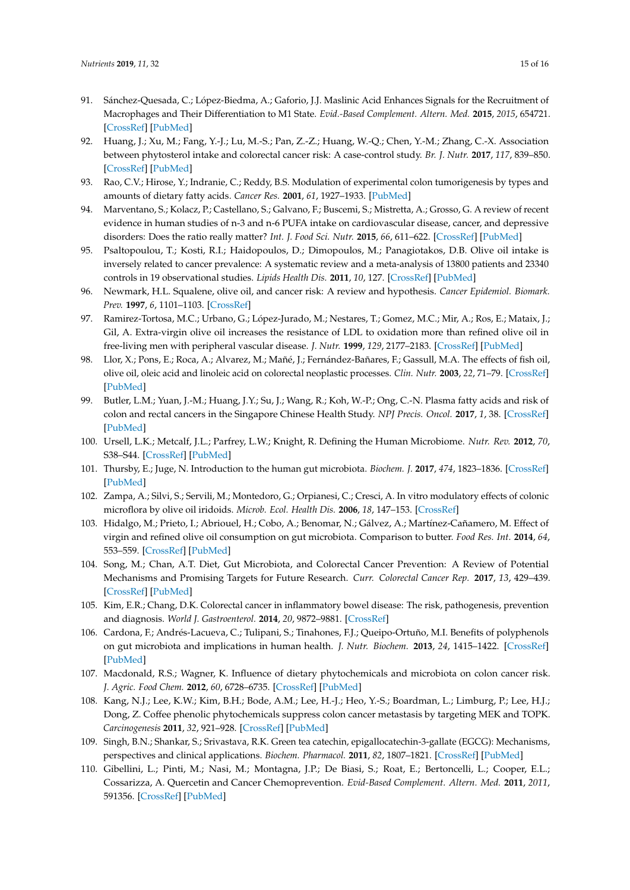91. Sánchez-Quesada, C.; López-Biedma, A.; Gaforio, J.J. Maslinic Acid Enhances Signals for the Recruitment of Macrophages and Their Differentiation to M1 State. *Evid.-Based Complement. Altern. Med.* **2015**, *2015*, 654721. [CrossRef] [PubMed]
92. Huang, J.; Xu, M.; Fang, Y.-J.; Lu, M.-S.; Pan, Z.-Z.; Huang, W.-Q.; Chen, Y.-M.; Zhang, C.-X. Association between phytosterol intake and colorectal cancer risk: A case-control study. *Br. J. Nutr.* **2017**, *117*, 839–850. [CrossRef] [PubMed]
93. Rao, C.V.; Hirose, Y.; Indranie, C.; Reddy, B.S. Modulation of experimental colon tumorigenesis by types and amounts of dietary fatty acids. *Cancer Res.* **2001**, *61*, 1927–1933. [PubMed]
94. Marventano, S.; Kolacz, P.; Castellano, S.; Galvano, F.; Buscemi, S.; Mistretta, A.; Grosso, G. A review of recent evidence in human studies of n-3 and n-6 PUFA intake on cardiovascular disease, cancer, and depressive disorders: Does the ratio really matter? *Int. J. Food Sci. Nutr.* **2015**, *66*, 611–622. [CrossRef] [PubMed]
95. Psaltopoulou, T.; Kosti, R.I.; Haidopoulos, D.; Dimopoulos, M.; Panagiotakos, D.B. Olive oil intake is inversely related to cancer prevalence: A systematic review and a meta-analysis of 13800 patients and 23340 controls in 19 observational studies. *Lipids Health Dis.* **2011**, *10*, 127. [CrossRef] [PubMed]
96. Newmark, H.L. Squalene, olive oil, and cancer risk: A review and hypothesis. *Cancer Epidemiol. Biomark. Prev.* **1997**, *6*, 1101–1103. [CrossRef]
97. Ramirez-Tortosa, M.C.; Urbano, G.; López-Jurado, M.; Nestares, T.; Gomez, M.C.; Mir, A.; Ros, E.; Mataix, J.; Gil, A. Extra-virgin olive oil increases the resistance of LDL to oxidation more than refined olive oil in free-living men with peripheral vascular disease. *J. Nutr.* **1999**, *129*, 2177–2183. [CrossRef] [PubMed]
98. Llor, X.; Pons, E.; Roca, A.; Alvarez, M.; Mañé, J.; Fernández-Bañares, F.; Gassull, M.A. The effects of fish oil, olive oil, oleic acid and linoleic acid on colorectal neoplastic processes. *Clin. Nutr.* **2003**, *22*, 71–79. [CrossRef] [PubMed]
99. Butler, L.M.; Yuan, J.-M.; Huang, J.Y.; Su, J.; Wang, R.; Koh, W.-P.; Ong, C.-N. Plasma fatty acids and risk of colon and rectal cancers in the Singapore Chinese Health Study. *NPJ Precis. Oncol.* **2017**, *1*, 38. [CrossRef] [PubMed]
100. Ursell, L.K.; Metcalf, J.L.; Parfrey, L.W.; Knight, R. Defining the Human Microbiome. *Nutr. Rev.* **2012**, *70*, S38–S44. [CrossRef] [PubMed]
101. Thursby, E.; Juge, N. Introduction to the human gut microbiota. *Biochem. J.* **2017**, *474*, 1823–1836. [CrossRef] [PubMed]
102. Zampa, A.; Silvi, S.; Servili, M.; Montedoro, G.; Orpianesi, C.; Cresci, A. In vitro modulatory effects of colonic microflora by olive oil iridoids. *Microb. Ecol. Health Dis.* **2006**, *18*, 147–153. [CrossRef]
103. Hidalgo, M.; Prieto, I.; Abriouel, H.; Cobo, A.; Benomar, N.; Gálvez, A.; Martínez-Cañamero, M. Effect of virgin and refined olive oil consumption on gut microbiota. Comparison to butter. *Food Res. Int.* **2014**, *64*, 553–559. [CrossRef] [PubMed]
104. Song, M.; Chan, A.T. Diet, Gut Microbiota, and Colorectal Cancer Prevention: A Review of Potential Mechanisms and Promising Targets for Future Research. *Curr. Colorectal Cancer Rep.* **2017**, *13*, 429–439. [CrossRef] [PubMed]
105. Kim, E.R.; Chang, D.K. Colorectal cancer in inflammatory bowel disease: The risk, pathogenesis, prevention and diagnosis. *World J. Gastroenterol.* **2014**, *20*, 9872–9881. [CrossRef]
106. Cardona, F.; Andrés-Lacueva, C.; Tulipani, S.; Tinahones, F.J.; Queipo-Ortuño, M.I. Benefits of polyphenols on gut microbiota and implications in human health. *J. Nutr. Biochem.* **2013**, *24*, 1415–1422. [CrossRef] [PubMed]
107. Macdonald, R.S.; Wagner, K. Influence of dietary phytochemicals and microbiota on colon cancer risk. *J. Agric. Food Chem.* **2012**, *60*, 6728–6735. [CrossRef] [PubMed]
108. Kang, N.J.; Lee, K.W.; Kim, B.H.; Bode, A.M.; Lee, H.-J.; Heo, Y.-S.; Boardman, L.; Limburg, P.; Lee, H.J.; Dong, Z. Coffee phenolic phytochemicals suppress colon cancer metastasis by targeting MEK and TOPK. *Carcinogenesis* **2011**, *32*, 921–928. [CrossRef] [PubMed]
109. Singh, B.N.; Shankar, S.; Srivastava, R.K. Green tea catechin, epigallocatechin-3-gallate (EGCG): Mechanisms, perspectives and clinical applications. *Biochem. Pharmacol.* **2011**, *82*, 1807–1821. [CrossRef] [PubMed]
110. Gibellini, L.; Pinti, M.; Nasi, M.; Montagna, J.P.; De Biasi, S.; Roat, E.; Bertoncelli, L.; Cooper, E.L.; Cossarizza, A. Quercetin and Cancer Chemoprevention. *Evid-Based Complement. Altern. Med.* **2011**, *2011*, 591356. [CrossRef] [PubMed]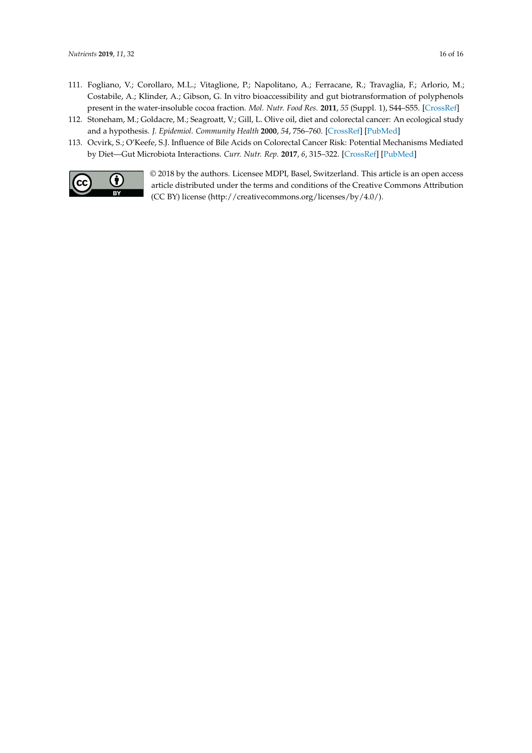111. Fogliano, V.; Corollaro, M.L.; Vitaglione, P.; Napolitano, A.; Ferracane, R.; Travaglia, F.; Arlorio, M.; Costabile, A.; Klinder, A.; Gibson, G. In vitro bioaccessibility and gut biotransformation of polyphenols present in the water-insoluble cocoa fraction. *Mol. Nutr. Food Res.* **2011**, *55* (Suppl. 1), S44–S55. [CrossRef]
112. Stoneham, M.; Goldacre, M.; Seagroatt, V.; Gill, L. Olive oil, diet and colorectal cancer: An ecological study and a hypothesis. *J. Epidemiol. Community Health* **2000**, *54*, 756–760. [CrossRef] [PubMed]
113. Ocvirk, S.; O'Keefe, S.J. Influence of Bile Acids on Colorectal Cancer Risk: Potential Mechanisms Mediated by Diet—Gut Microbiota Interactions. *Curr. Nutr. Rep.* **2017**, *6*, 315–322. [CrossRef] [PubMed]

© 2018 by the authors. Licensee MDPI, Basel, Switzerland. This article is an open access article distributed under the terms and conditions of the Creative Commons Attribution (CC BY) license (http://creativecommons.org/licenses/by/4.0/).